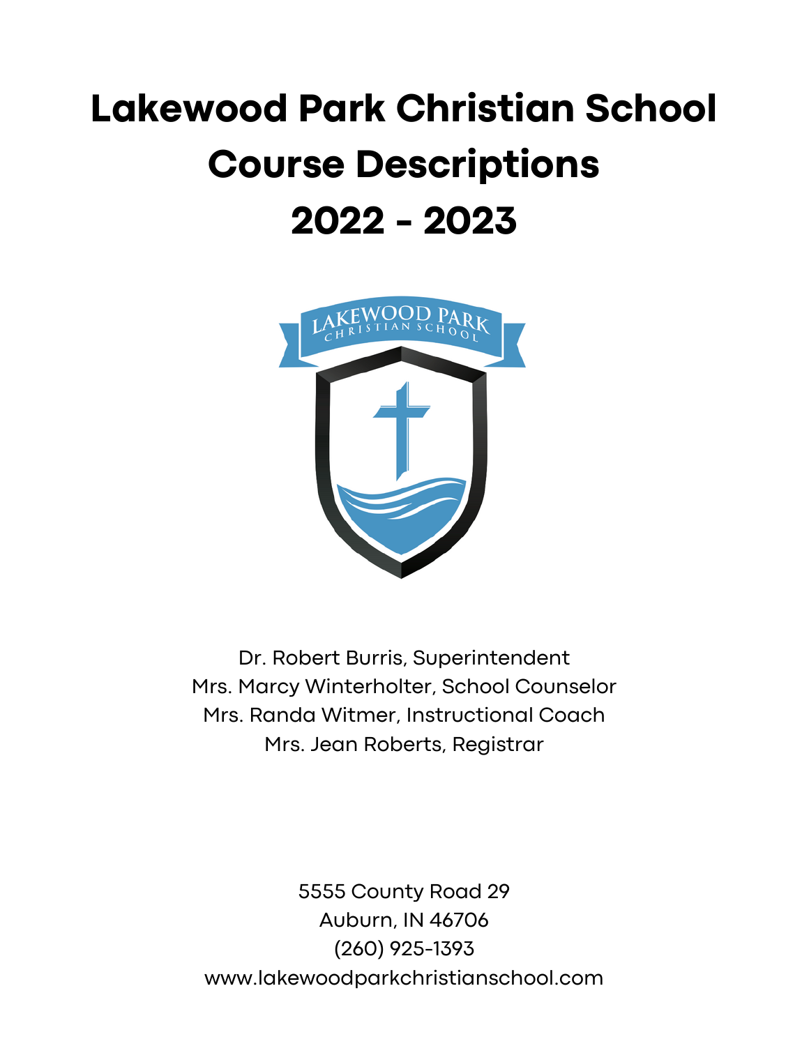# Lakewood Park Christian School
# Course Descriptions
# 2022 - 2023

Dr. Robert Burris, Superintendent
Mrs. Marcy Winterholter, School Counselor
Mrs. Randa Witmer, Instructional Coach
Mrs. Jean Roberts, Registrar

5555 County Road 29
Auburn, IN 46706
(260) 925-1393
www.lakewoodparkchristianschool.com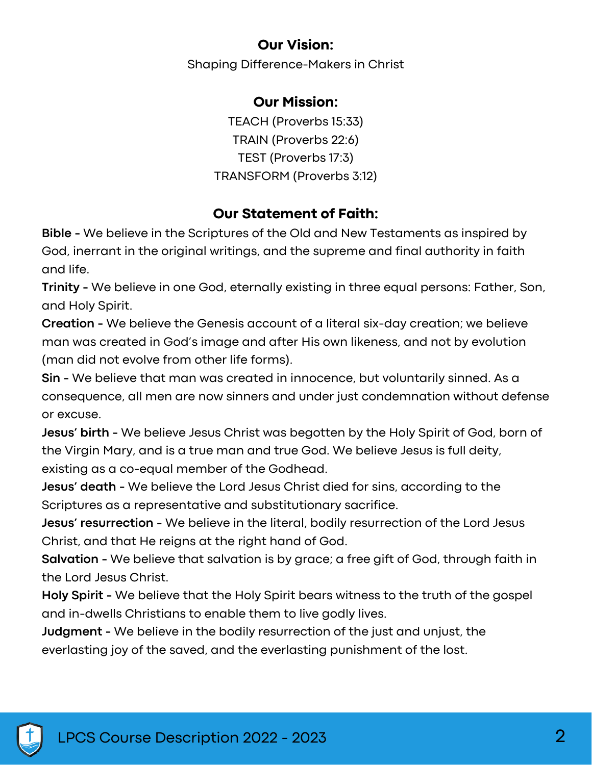## Our Vision:

Shaping Difference-Makers in Christ

## Our Mission:

TEACH (Proverbs 15:33)
TRAIN (Proverbs 22:6)
TEST (Proverbs 17:3)
TRANSFORM (Proverbs 3:12)

## Our Statement of Faith:

**Bible -** We believe in the Scriptures of the Old and New Testaments as inspired by God, inerrant in the original writings, and the supreme and final authority in faith and life.

**Trinity -** We believe in one God, eternally existing in three equal persons: Father, Son, and Holy Spirit.

**Creation -** We believe the Genesis account of a literal six-day creation; we believe man was created in God's image and after His own likeness, and not by evolution (man did not evolve from other life forms).

**Sin -** We believe that man was created in innocence, but voluntarily sinned. As a consequence, all men are now sinners and under just condemnation without defense or excuse.

**Jesus' birth -** We believe Jesus Christ was begotten by the Holy Spirit of God, born of the Virgin Mary, and is a true man and true God. We believe Jesus is full deity, existing as a co-equal member of the Godhead.

**Jesus' death -** We believe the Lord Jesus Christ died for sins, according to the Scriptures as a representative and substitutionary sacrifice.

**Jesus' resurrection -** We believe in the literal, bodily resurrection of the Lord Jesus Christ, and that He reigns at the right hand of God.

**Salvation -** We believe that salvation is by grace; a free gift of God, through faith in the Lord Jesus Christ.

**Holy Spirit -** We believe that the Holy Spirit bears witness to the truth of the gospel and in-dwells Christians to enable them to live godly lives.

**Judgment -** We believe in the bodily resurrection of the just and unjust, the everlasting joy of the saved, and the everlasting punishment of the lost.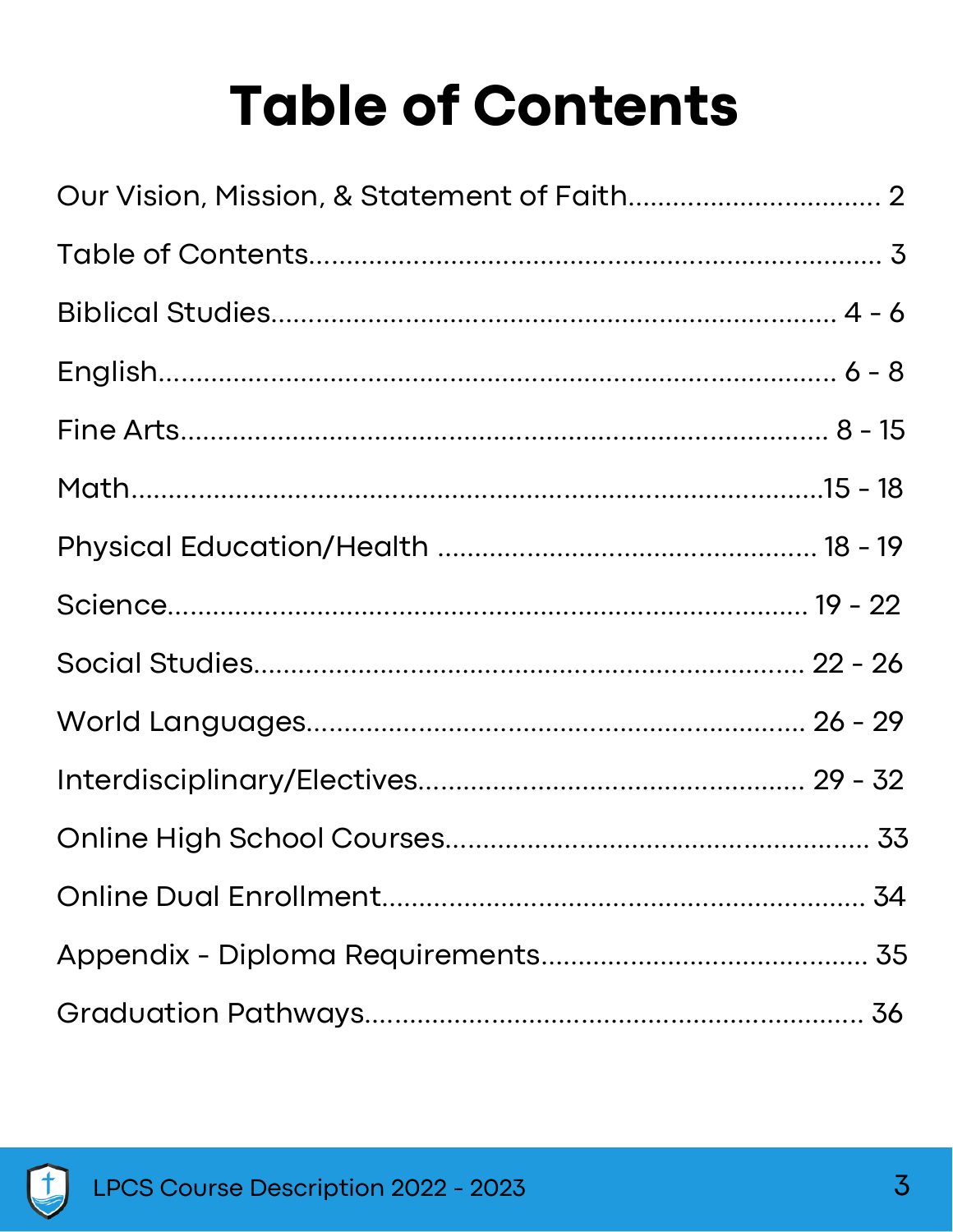# Table of Contents

Our Vision, Mission, & Statement of Faith................................. 2

Table of Contents........................................................................ 3

Biblical Studies........................................................................ 4 - 6

English..................................................................................... 6 - 8

Fine Arts.................................................................................. 8 - 15

Math.......................................................................................15 - 18

Physical Education/Health .................................................... 18 - 19

Science.................................................................................. 19 - 22

Social Studies........................................................................ 22 - 26

World Languages.................................................................. 26 - 29

Interdisciplinary/Electives..................................................... 29 - 32

Online High School Courses....................................................... 33

Online Dual Enrollment................................................................ 34

Appendix - Diploma Requirements............................................ 35

Graduation Pathways.................................................................. 36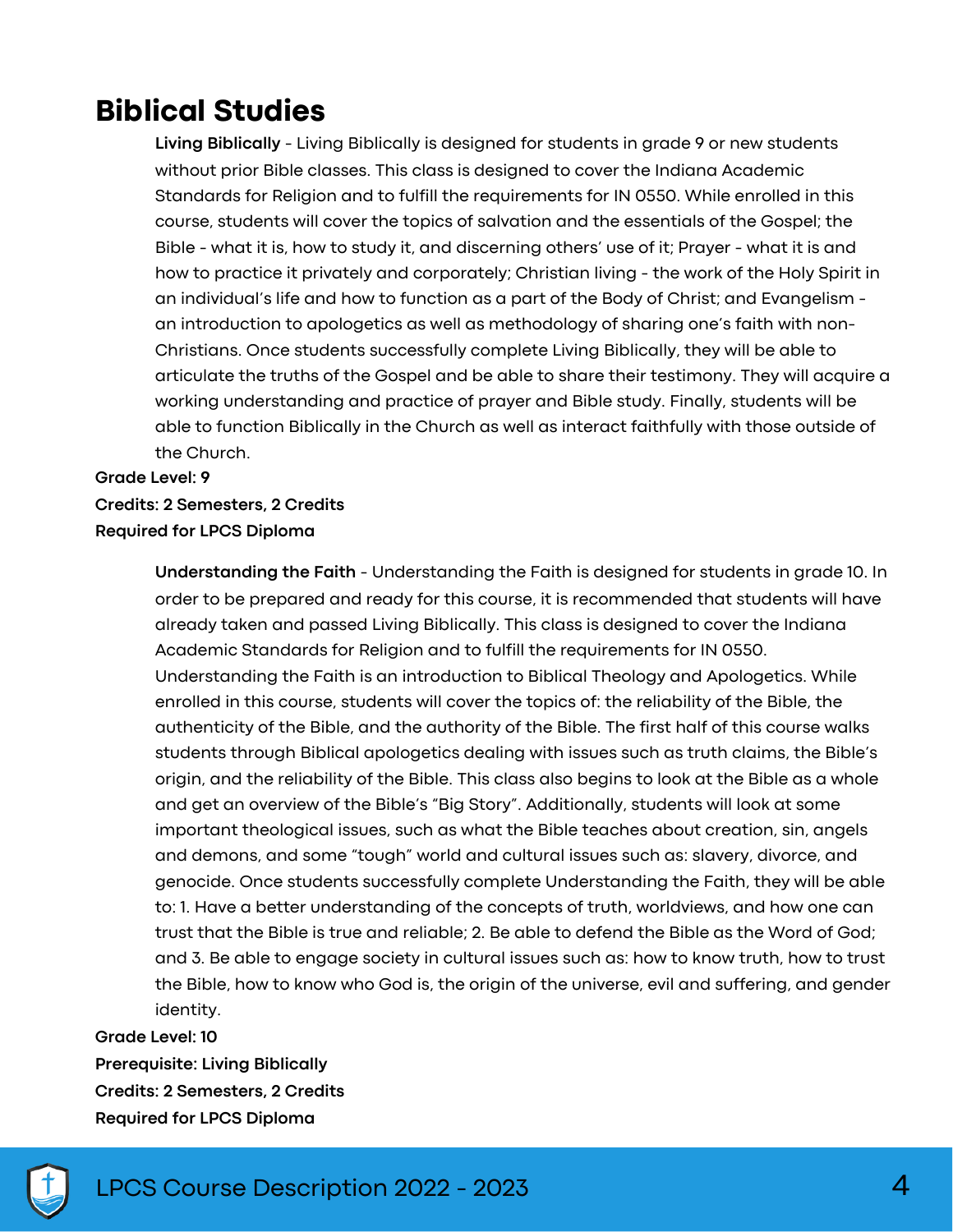# Biblical Studies

**Living Biblically** - Living Biblically is designed for students in grade 9 or new students without prior Bible classes. This class is designed to cover the Indiana Academic Standards for Religion and to fulfill the requirements for IN 0550. While enrolled in this course, students will cover the topics of salvation and the essentials of the Gospel; the Bible - what it is, how to study it, and discerning others' use of it; Prayer - what it is and how to practice it privately and corporately; Christian living - the work of the Holy Spirit in an individual's life and how to function as a part of the Body of Christ; and Evangelism - an introduction to apologetics as well as methodology of sharing one's faith with non-Christians. Once students successfully complete Living Biblically, they will be able to articulate the truths of the Gospel and be able to share their testimony. They will acquire a working understanding and practice of prayer and Bible study. Finally, students will be able to function Biblically in the Church as well as interact faithfully with those outside of the Church.

**Grade Level: 9**
**Credits: 2 Semesters, 2 Credits**
**Required for LPCS Diploma**

**Understanding the Faith** - Understanding the Faith is designed for students in grade 10. In order to be prepared and ready for this course, it is recommended that students will have already taken and passed Living Biblically. This class is designed to cover the Indiana Academic Standards for Religion and to fulfill the requirements for IN 0550. Understanding the Faith is an introduction to Biblical Theology and Apologetics. While enrolled in this course, students will cover the topics of: the reliability of the Bible, the authenticity of the Bible, and the authority of the Bible. The first half of this course walks students through Biblical apologetics dealing with issues such as truth claims, the Bible's origin, and the reliability of the Bible. This class also begins to look at the Bible as a whole and get an overview of the Bible's "Big Story". Additionally, students will look at some important theological issues, such as what the Bible teaches about creation, sin, angels and demons, and some "tough" world and cultural issues such as: slavery, divorce, and genocide. Once students successfully complete Understanding the Faith, they will be able to: 1. Have a better understanding of the concepts of truth, worldviews, and how one can trust that the Bible is true and reliable; 2. Be able to defend the Bible as the Word of God; and 3. Be able to engage society in cultural issues such as: how to know truth, how to trust the Bible, how to know who God is, the origin of the universe, evil and suffering, and gender identity.

**Grade Level: 10**
**Prerequisite: Living Biblically**
**Credits: 2 Semesters, 2 Credits**
**Required for LPCS Diploma**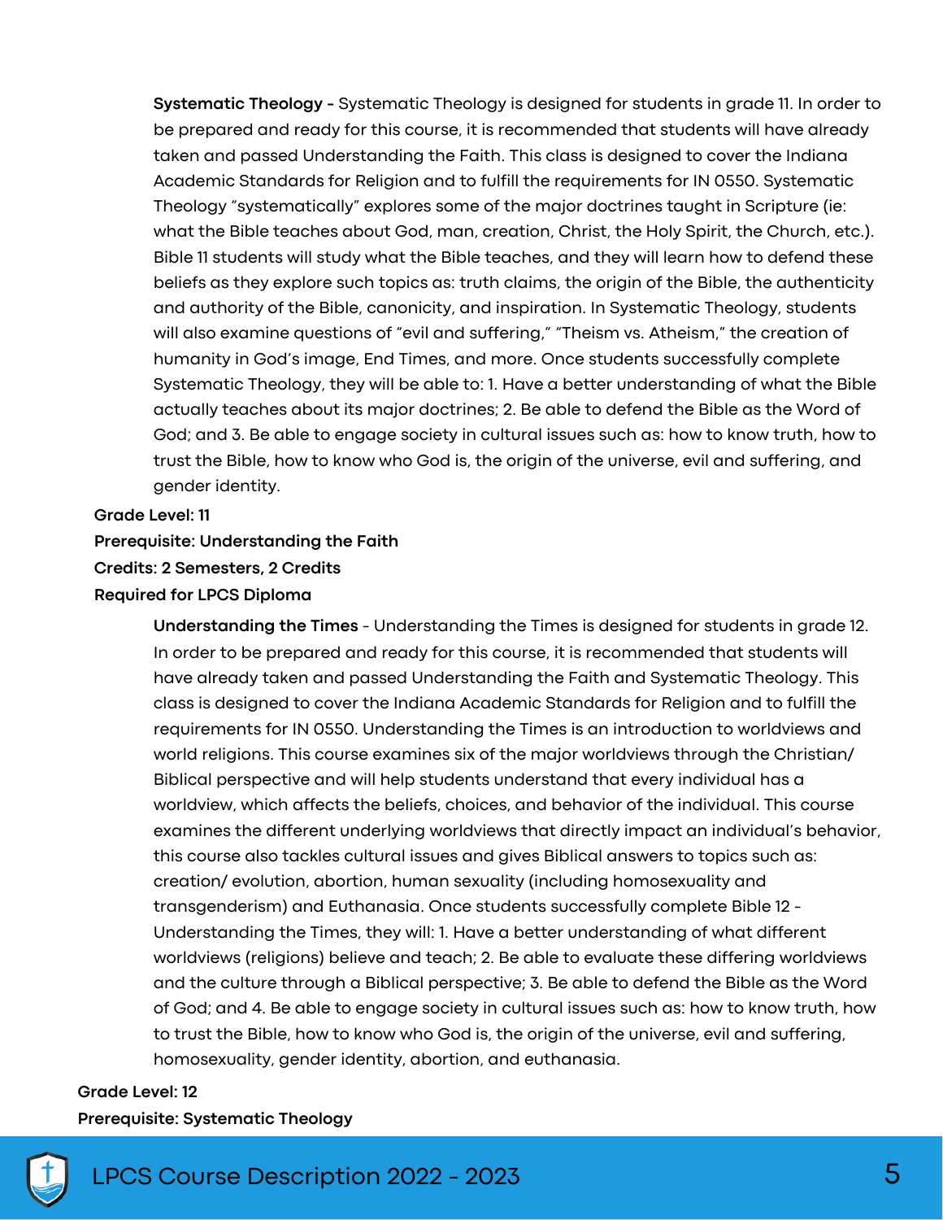**Systematic Theology -** Systematic Theology is designed for students in grade 11. In order to be prepared and ready for this course, it is recommended that students will have already taken and passed Understanding the Faith. This class is designed to cover the Indiana Academic Standards for Religion and to fulfill the requirements for IN 0550. Systematic Theology "systematically" explores some of the major doctrines taught in Scripture (ie: what the Bible teaches about God, man, creation, Christ, the Holy Spirit, the Church, etc.). Bible 11 students will study what the Bible teaches, and they will learn how to defend these beliefs as they explore such topics as: truth claims, the origin of the Bible, the authenticity and authority of the Bible, canonicity, and inspiration. In Systematic Theology, students will also examine questions of "evil and suffering," "Theism vs. Atheism," the creation of humanity in God's image, End Times, and more. Once students successfully complete Systematic Theology, they will be able to: 1. Have a better understanding of what the Bible actually teaches about its major doctrines; 2. Be able to defend the Bible as the Word of God; and 3. Be able to engage society in cultural issues such as: how to know truth, how to trust the Bible, how to know who God is, the origin of the universe, evil and suffering, and gender identity.

**Grade Level: 11**
**Prerequisite: Understanding the Faith**
**Credits: 2 Semesters, 2 Credits**
**Required for LPCS Diploma**

**Understanding the Times** - Understanding the Times is designed for students in grade 12. In order to be prepared and ready for this course, it is recommended that students will have already taken and passed Understanding the Faith and Systematic Theology. This class is designed to cover the Indiana Academic Standards for Religion and to fulfill the requirements for IN 0550. Understanding the Times is an introduction to worldviews and world religions. This course examines six of the major worldviews through the Christian/ Biblical perspective and will help students understand that every individual has a worldview, which affects the beliefs, choices, and behavior of the individual. This course examines the different underlying worldviews that directly impact an individual's behavior, this course also tackles cultural issues and gives Biblical answers to topics such as: creation/ evolution, abortion, human sexuality (including homosexuality and transgenderism) and Euthanasia. Once students successfully complete Bible 12 - Understanding the Times, they will: 1. Have a better understanding of what different worldviews (religions) believe and teach; 2. Be able to evaluate these differing worldviews and the culture through a Biblical perspective; 3. Be able to defend the Bible as the Word of God; and 4. Be able to engage society in cultural issues such as: how to know truth, how to trust the Bible, how to know who God is, the origin of the universe, evil and suffering, homosexuality, gender identity, abortion, and euthanasia.

**Grade Level: 12**
**Prerequisite: Systematic Theology**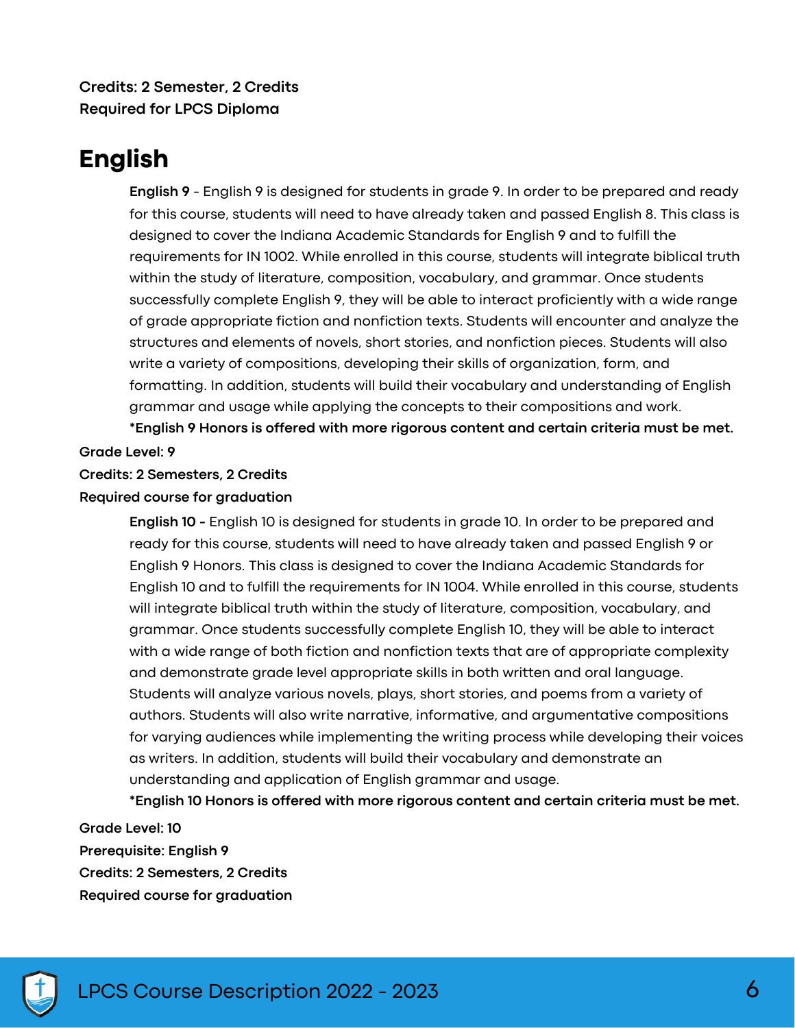**Credits: 2 Semester, 2 Credits**
**Required for LPCS Diploma**

# English

**English 9** - English 9 is designed for students in grade 9. In order to be prepared and ready for this course, students will need to have already taken and passed English 8. This class is designed to cover the Indiana Academic Standards for English 9 and to fulfill the requirements for IN 1002. While enrolled in this course, students will integrate biblical truth within the study of literature, composition, vocabulary, and grammar. Once students successfully complete English 9, they will be able to interact proficiently with a wide range of grade appropriate fiction and nonfiction texts. Students will encounter and analyze the structures and elements of novels, short stories, and nonfiction pieces. Students will also write a variety of compositions, developing their skills of organization, form, and formatting. In addition, students will build their vocabulary and understanding of English grammar and usage while applying the concepts to their compositions and work.
**\*English 9 Honors is offered with more rigorous content and certain criteria must be met.**

**Grade Level: 9**
**Credits: 2 Semesters, 2 Credits**
**Required course for graduation**

**English 10 -** English 10 is designed for students in grade 10. In order to be prepared and ready for this course, students will need to have already taken and passed English 9 or English 9 Honors. This class is designed to cover the Indiana Academic Standards for English 10 and to fulfill the requirements for IN 1004. While enrolled in this course, students will integrate biblical truth within the study of literature, composition, vocabulary, and grammar. Once students successfully complete English 10, they will be able to interact with a wide range of both fiction and nonfiction texts that are of appropriate complexity and demonstrate grade level appropriate skills in both written and oral language. Students will analyze various novels, plays, short stories, and poems from a variety of authors. Students will also write narrative, informative, and argumentative compositions for varying audiences while implementing the writing process while developing their voices as writers. In addition, students will build their vocabulary and demonstrate an understanding and application of English grammar and usage.
**\*English 10 Honors is offered with more rigorous content and certain criteria must be met.**

**Grade Level: 10**
**Prerequisite: English 9**
**Credits: 2 Semesters, 2 Credits**
**Required course for graduation**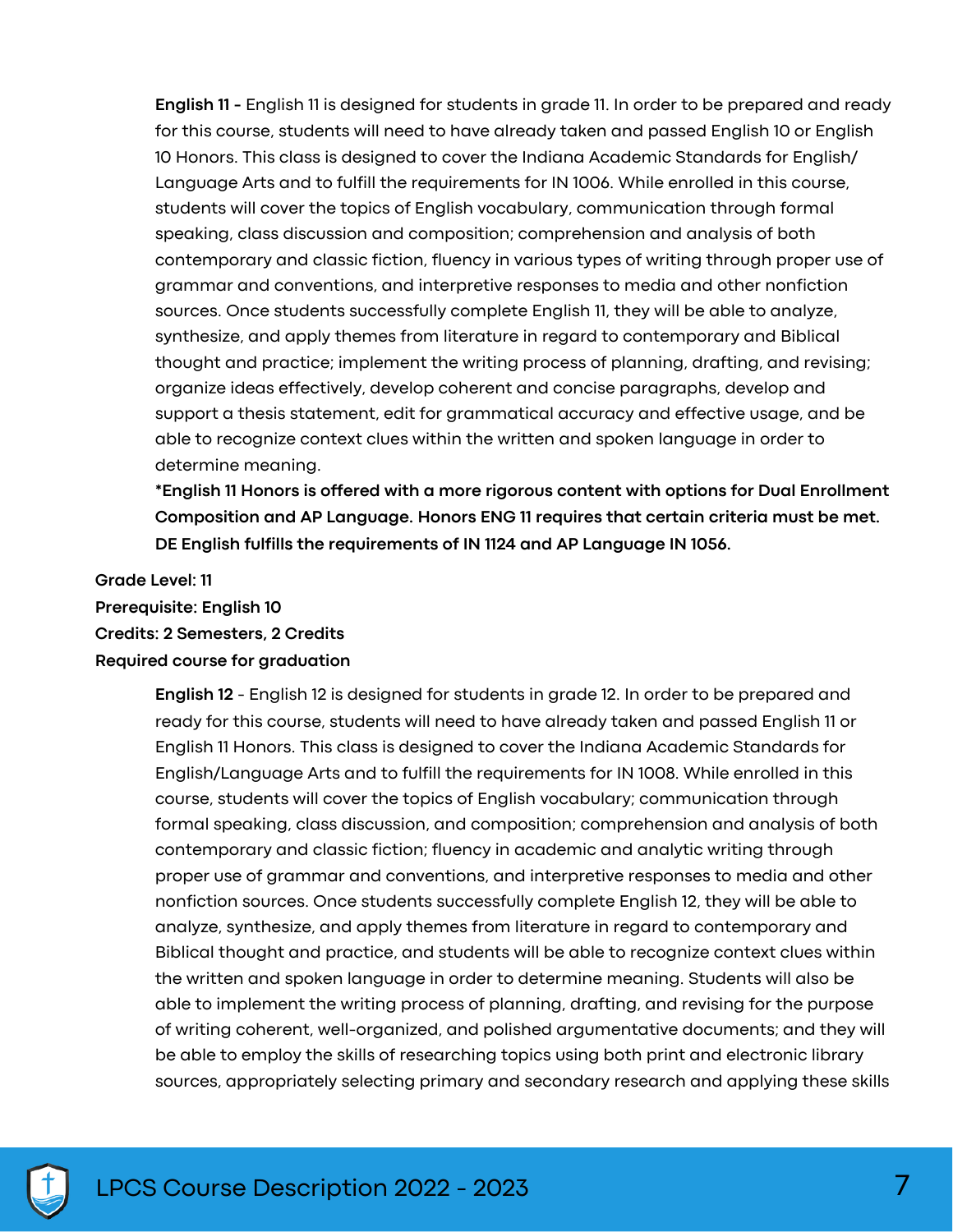**English 11 -** English 11 is designed for students in grade 11. In order to be prepared and ready for this course, students will need to have already taken and passed English 10 or English 10 Honors. This class is designed to cover the Indiana Academic Standards for English/ Language Arts and to fulfill the requirements for IN 1006. While enrolled in this course, students will cover the topics of English vocabulary, communication through formal speaking, class discussion and composition; comprehension and analysis of both contemporary and classic fiction, fluency in various types of writing through proper use of grammar and conventions, and interpretive responses to media and other nonfiction sources. Once students successfully complete English 11, they will be able to analyze, synthesize, and apply themes from literature in regard to contemporary and Biblical thought and practice; implement the writing process of planning, drafting, and revising; organize ideas effectively, develop coherent and concise paragraphs, develop and support a thesis statement, edit for grammatical accuracy and effective usage, and be able to recognize context clues within the written and spoken language in order to determine meaning.

**\*English 11 Honors is offered with a more rigorous content with options for Dual Enrollment Composition and AP Language. Honors ENG 11 requires that certain criteria must be met. DE English fulfills the requirements of IN 1124 and AP Language IN 1056.**

**Grade Level: 11**
**Prerequisite: English 10**
**Credits: 2 Semesters, 2 Credits**
**Required course for graduation**

**English 12** - English 12 is designed for students in grade 12. In order to be prepared and ready for this course, students will need to have already taken and passed English 11 or English 11 Honors. This class is designed to cover the Indiana Academic Standards for English/Language Arts and to fulfill the requirements for IN 1008. While enrolled in this course, students will cover the topics of English vocabulary; communication through formal speaking, class discussion, and composition; comprehension and analysis of both contemporary and classic fiction; fluency in academic and analytic writing through proper use of grammar and conventions, and interpretive responses to media and other nonfiction sources. Once students successfully complete English 12, they will be able to analyze, synthesize, and apply themes from literature in regard to contemporary and Biblical thought and practice, and students will be able to recognize context clues within the written and spoken language in order to determine meaning. Students will also be able to implement the writing process of planning, drafting, and revising for the purpose of writing coherent, well-organized, and polished argumentative documents; and they will be able to employ the skills of researching topics using both print and electronic library sources, appropriately selecting primary and secondary research and applying these skills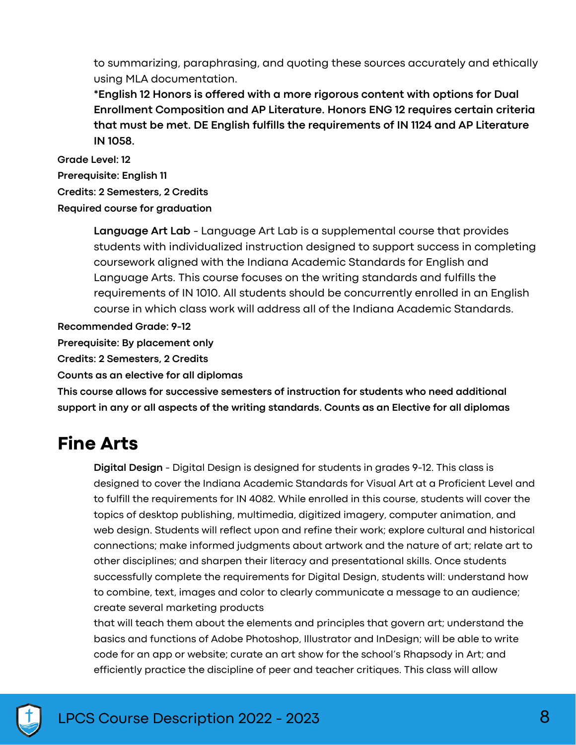to summarizing, paraphrasing, and quoting these sources accurately and ethically using MLA documentation.

**\*English 12 Honors is offered with a more rigorous content with options for Dual Enrollment Composition and AP Literature. Honors ENG 12 requires certain criteria that must be met. DE English fulfills the requirements of IN 1124 and AP Literature IN 1058.**

**Grade Level: 12**

**Prerequisite: English 11**

**Credits: 2 Semesters, 2 Credits**

**Required course for graduation**

**Language Art Lab** - Language Art Lab is a supplemental course that provides students with individualized instruction designed to support success in completing coursework aligned with the Indiana Academic Standards for English and Language Arts. This course focuses on the writing standards and fulfills the requirements of IN 1010. All students should be concurrently enrolled in an English course in which class work will address all of the Indiana Academic Standards.

**Recommended Grade: 9-12**

**Prerequisite: By placement only**

**Credits: 2 Semesters, 2 Credits**

**Counts as an elective for all diplomas**

**This course allows for successive semesters of instruction for students who need additional support in any or all aspects of the writing standards. Counts as an Elective for all diplomas**

# Fine Arts

**Digital Design** - Digital Design is designed for students in grades 9-12. This class is designed to cover the Indiana Academic Standards for Visual Art at a Proficient Level and to fulfill the requirements for IN 4082. While enrolled in this course, students will cover the topics of desktop publishing, multimedia, digitized imagery, computer animation, and web design. Students will reflect upon and refine their work; explore cultural and historical connections; make informed judgments about artwork and the nature of art; relate art to other disciplines; and sharpen their literacy and presentational skills. Once students successfully complete the requirements for Digital Design, students will: understand how to combine, text, images and color to clearly communicate a message to an audience; create several marketing products
that will teach them about the elements and principles that govern art; understand the basics and functions of Adobe Photoshop, Illustrator and InDesign; will be able to write code for an app or website; curate an art show for the school's Rhapsody in Art; and efficiently practice the discipline of peer and teacher critiques. This class will allow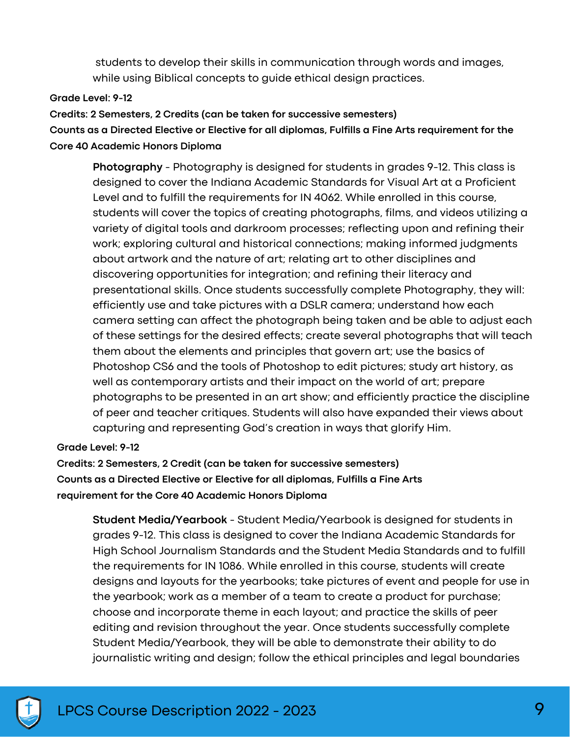students to develop their skills in communication through words and images, while using Biblical concepts to guide ethical design practices.

**Grade Level: 9-12**

**Credits: 2 Semesters, 2 Credits (can be taken for successive semesters)**

**Counts as a Directed Elective or Elective for all diplomas, Fulfills a Fine Arts requirement for the Core 40 Academic Honors Diploma**

**Photography** - Photography is designed for students in grades 9-12. This class is designed to cover the Indiana Academic Standards for Visual Art at a Proficient Level and to fulfill the requirements for IN 4062. While enrolled in this course, students will cover the topics of creating photographs, films, and videos utilizing a variety of digital tools and darkroom processes; reflecting upon and refining their work; exploring cultural and historical connections; making informed judgments about artwork and the nature of art; relating art to other disciplines and discovering opportunities for integration; and refining their literacy and presentational skills. Once students successfully complete Photography, they will: efficiently use and take pictures with a DSLR camera; understand how each camera setting can affect the photograph being taken and be able to adjust each of these settings for the desired effects; create several photographs that will teach them about the elements and principles that govern art; use the basics of Photoshop CS6 and the tools of Photoshop to edit pictures; study art history, as well as contemporary artists and their impact on the world of art; prepare photographs to be presented in an art show; and efficiently practice the discipline of peer and teacher critiques. Students will also have expanded their views about capturing and representing God's creation in ways that glorify Him.

**Grade Level: 9-12**

**Credits: 2 Semesters, 2 Credit (can be taken for successive semesters)**

**Counts as a Directed Elective or Elective for all diplomas, Fulfills a Fine Arts requirement for the Core 40 Academic Honors Diploma**

**Student Media/Yearbook** - Student Media/Yearbook is designed for students in grades 9-12. This class is designed to cover the Indiana Academic Standards for High School Journalism Standards and the Student Media Standards and to fulfill the requirements for IN 1086. While enrolled in this course, students will create designs and layouts for the yearbooks; take pictures of event and people for use in the yearbook; work as a member of a team to create a product for purchase; choose and incorporate theme in each layout; and practice the skills of peer editing and revision throughout the year. Once students successfully complete Student Media/Yearbook, they will be able to demonstrate their ability to do journalistic writing and design; follow the ethical principles and legal boundaries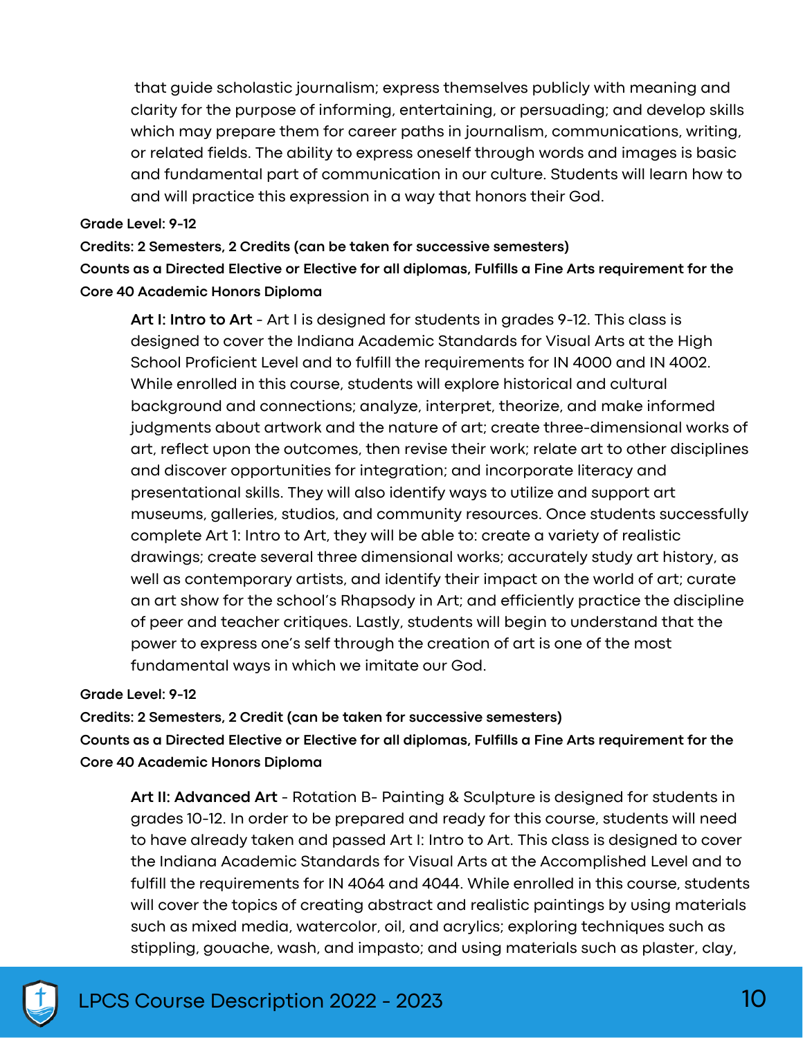that guide scholastic journalism; express themselves publicly with meaning and clarity for the purpose of informing, entertaining, or persuading; and develop skills which may prepare them for career paths in journalism, communications, writing, or related fields. The ability to express oneself through words and images is basic and fundamental part of communication in our culture. Students will learn how to and will practice this expression in a way that honors their God.

**Grade Level: 9-12**

**Credits: 2 Semesters, 2 Credits (can be taken for successive semesters)**

**Counts as a Directed Elective or Elective for all diplomas, Fulfills a Fine Arts requirement for the Core 40 Academic Honors Diploma**

**Art I: Intro to Art** - Art I is designed for students in grades 9-12. This class is designed to cover the Indiana Academic Standards for Visual Arts at the High School Proficient Level and to fulfill the requirements for IN 4000 and IN 4002. While enrolled in this course, students will explore historical and cultural background and connections; analyze, interpret, theorize, and make informed judgments about artwork and the nature of art; create three-dimensional works of art, reflect upon the outcomes, then revise their work; relate art to other disciplines and discover opportunities for integration; and incorporate literacy and presentational skills. They will also identify ways to utilize and support art museums, galleries, studios, and community resources. Once students successfully complete Art 1: Intro to Art, they will be able to: create a variety of realistic drawings; create several three dimensional works; accurately study art history, as well as contemporary artists, and identify their impact on the world of art; curate an art show for the school's Rhapsody in Art; and efficiently practice the discipline of peer and teacher critiques. Lastly, students will begin to understand that the power to express one's self through the creation of art is one of the most fundamental ways in which we imitate our God.

**Grade Level: 9-12**

**Credits: 2 Semesters, 2 Credit (can be taken for successive semesters)**

**Counts as a Directed Elective or Elective for all diplomas, Fulfills a Fine Arts requirement for the Core 40 Academic Honors Diploma**

**Art II: Advanced Art** - Rotation B- Painting & Sculpture is designed for students in grades 10-12. In order to be prepared and ready for this course, students will need to have already taken and passed Art I: Intro to Art. This class is designed to cover the Indiana Academic Standards for Visual Arts at the Accomplished Level and to fulfill the requirements for IN 4064 and 4044. While enrolled in this course, students will cover the topics of creating abstract and realistic paintings by using materials such as mixed media, watercolor, oil, and acrylics; exploring techniques such as stippling, gouache, wash, and impasto; and using materials such as plaster, clay,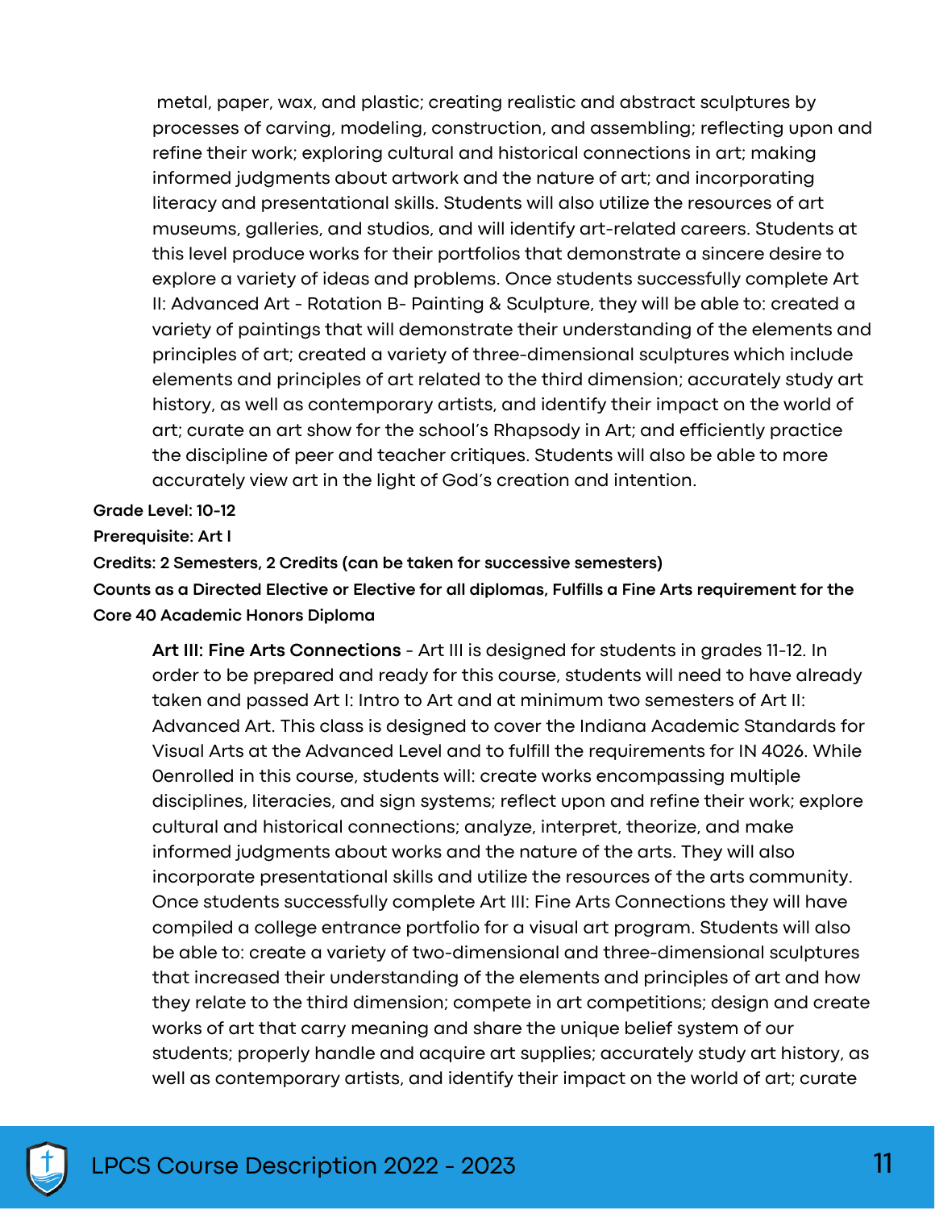metal, paper, wax, and plastic; creating realistic and abstract sculptures by processes of carving, modeling, construction, and assembling; reflecting upon and refine their work; exploring cultural and historical connections in art; making informed judgments about artwork and the nature of art; and incorporating literacy and presentational skills. Students will also utilize the resources of art museums, galleries, and studios, and will identify art-related careers. Students at this level produce works for their portfolios that demonstrate a sincere desire to explore a variety of ideas and problems. Once students successfully complete Art II: Advanced Art - Rotation B- Painting & Sculpture, they will be able to: created a variety of paintings that will demonstrate their understanding of the elements and principles of art; created a variety of three-dimensional sculptures which include elements and principles of art related to the third dimension; accurately study art history, as well as contemporary artists, and identify their impact on the world of art; curate an art show for the school's Rhapsody in Art; and efficiently practice the discipline of peer and teacher critiques. Students will also be able to more accurately view art in the light of God's creation and intention.

**Grade Level: 10-12**

**Prerequisite: Art I**

**Credits: 2 Semesters, 2 Credits (can be taken for successive semesters)**

**Counts as a Directed Elective or Elective for all diplomas, Fulfills a Fine Arts requirement for the Core 40 Academic Honors Diploma**

**Art III: Fine Arts Connections** - Art III is designed for students in grades 11-12. In order to be prepared and ready for this course, students will need to have already taken and passed Art I: Intro to Art and at minimum two semesters of Art II: Advanced Art. This class is designed to cover the Indiana Academic Standards for Visual Arts at the Advanced Level and to fulfill the requirements for IN 4026. While 0enrolled in this course, students will: create works encompassing multiple disciplines, literacies, and sign systems; reflect upon and refine their work; explore cultural and historical connections; analyze, interpret, theorize, and make informed judgments about works and the nature of the arts. They will also incorporate presentational skills and utilize the resources of the arts community. Once students successfully complete Art III: Fine Arts Connections they will have compiled a college entrance portfolio for a visual art program. Students will also be able to: create a variety of two-dimensional and three-dimensional sculptures that increased their understanding of the elements and principles of art and how they relate to the third dimension; compete in art competitions; design and create works of art that carry meaning and share the unique belief system of our students; properly handle and acquire art supplies; accurately study art history, as well as contemporary artists, and identify their impact on the world of art; curate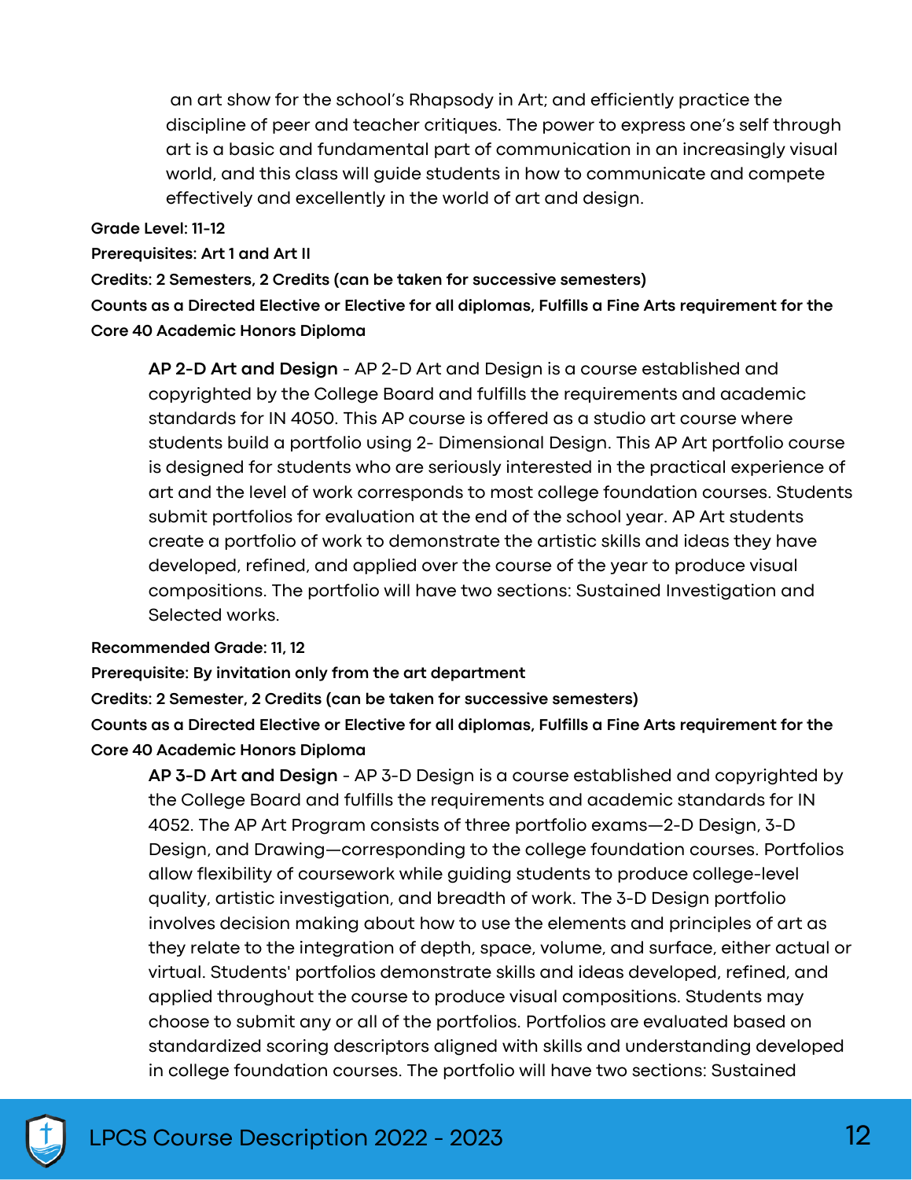an art show for the school's Rhapsody in Art; and efficiently practice the discipline of peer and teacher critiques. The power to express one's self through art is a basic and fundamental part of communication in an increasingly visual world, and this class will guide students in how to communicate and compete effectively and excellently in the world of art and design.

**Grade Level: 11-12**

**Prerequisites: Art 1 and Art II**

**Credits: 2 Semesters, 2 Credits (can be taken for successive semesters)**

**Counts as a Directed Elective or Elective for all diplomas, Fulfills a Fine Arts requirement for the Core 40 Academic Honors Diploma**

**AP 2-D Art and Design** - AP 2-D Art and Design is a course established and copyrighted by the College Board and fulfills the requirements and academic standards for IN 4050. This AP course is offered as a studio art course where students build a portfolio using 2- Dimensional Design. This AP Art portfolio course is designed for students who are seriously interested in the practical experience of art and the level of work corresponds to most college foundation courses. Students submit portfolios for evaluation at the end of the school year. AP Art students create a portfolio of work to demonstrate the artistic skills and ideas they have developed, refined, and applied over the course of the year to produce visual compositions. The portfolio will have two sections: Sustained Investigation and Selected works.

**Recommended Grade: 11, 12**

**Prerequisite: By invitation only from the art department**

**Credits: 2 Semester, 2 Credits (can be taken for successive semesters)**

**Counts as a Directed Elective or Elective for all diplomas, Fulfills a Fine Arts requirement for the Core 40 Academic Honors Diploma**

**AP 3-D Art and Design** - AP 3-D Design is a course established and copyrighted by the College Board and fulfills the requirements and academic standards for IN 4052. The AP Art Program consists of three portfolio exams—2-D Design, 3-D Design, and Drawing—corresponding to the college foundation courses. Portfolios allow flexibility of coursework while guiding students to produce college-level quality, artistic investigation, and breadth of work. The 3-D Design portfolio involves decision making about how to use the elements and principles of art as they relate to the integration of depth, space, volume, and surface, either actual or virtual. Students' portfolios demonstrate skills and ideas developed, refined, and applied throughout the course to produce visual compositions. Students may choose to submit any or all of the portfolios. Portfolios are evaluated based on standardized scoring descriptors aligned with skills and understanding developed in college foundation courses. The portfolio will have two sections: Sustained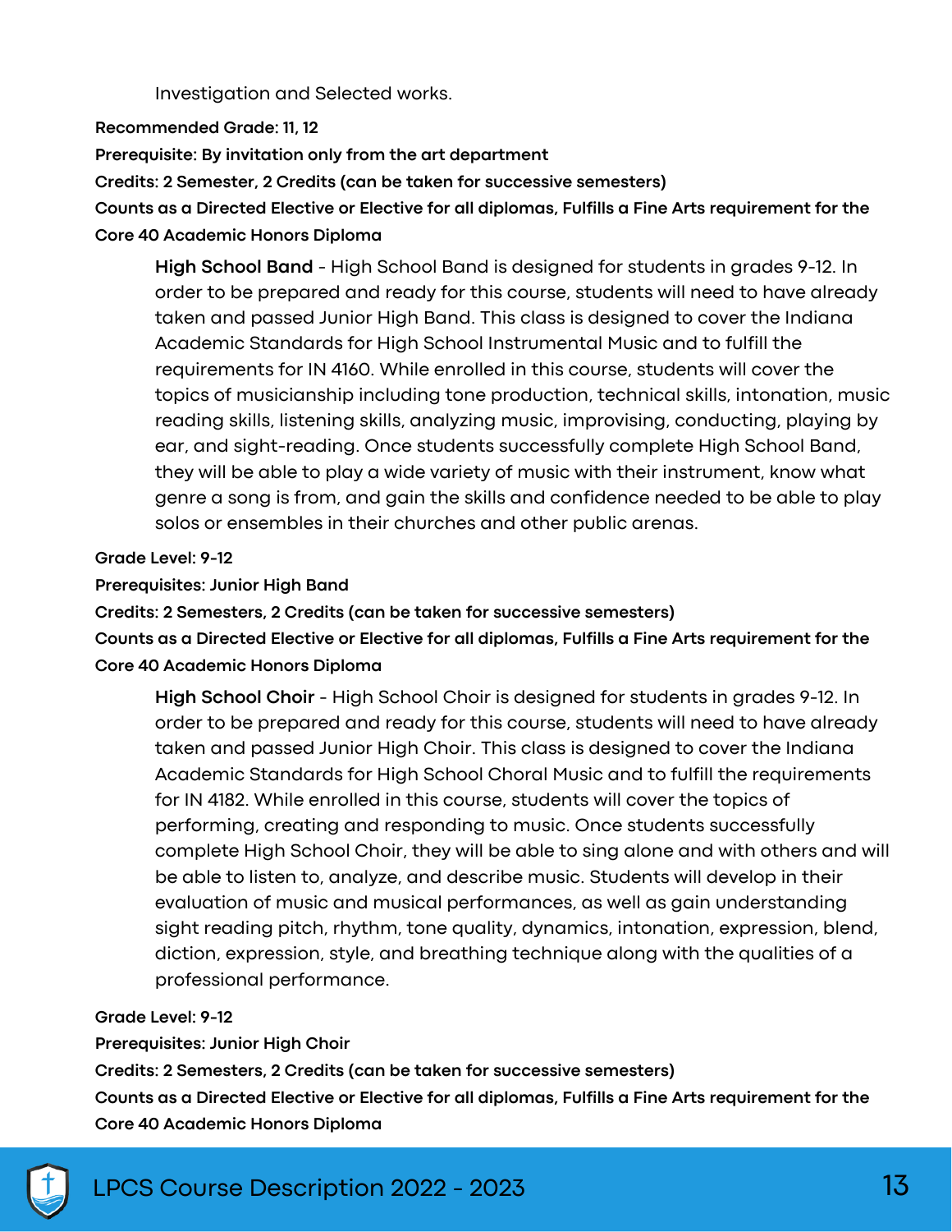Investigation and Selected works.

**Recommended Grade: 11, 12**

**Prerequisite: By invitation only from the art department**

**Credits: 2 Semester, 2 Credits (can be taken for successive semesters)**

**Counts as a Directed Elective or Elective for all diplomas, Fulfills a Fine Arts requirement for the Core 40 Academic Honors Diploma**

**High School Band** - High School Band is designed for students in grades 9-12. In order to be prepared and ready for this course, students will need to have already taken and passed Junior High Band. This class is designed to cover the Indiana Academic Standards for High School Instrumental Music and to fulfill the requirements for IN 4160. While enrolled in this course, students will cover the topics of musicianship including tone production, technical skills, intonation, music reading skills, listening skills, analyzing music, improvising, conducting, playing by ear, and sight-reading. Once students successfully complete High School Band, they will be able to play a wide variety of music with their instrument, know what genre a song is from, and gain the skills and confidence needed to be able to play solos or ensembles in their churches and other public arenas.

**Grade Level: 9-12**

**Prerequisites: Junior High Band**

**Credits: 2 Semesters, 2 Credits (can be taken for successive semesters)**

**Counts as a Directed Elective or Elective for all diplomas, Fulfills a Fine Arts requirement for the Core 40 Academic Honors Diploma**

**High School Choir** - High School Choir is designed for students in grades 9-12. In order to be prepared and ready for this course, students will need to have already taken and passed Junior High Choir. This class is designed to cover the Indiana Academic Standards for High School Choral Music and to fulfill the requirements for IN 4182. While enrolled in this course, students will cover the topics of performing, creating and responding to music. Once students successfully complete High School Choir, they will be able to sing alone and with others and will be able to listen to, analyze, and describe music. Students will develop in their evaluation of music and musical performances, as well as gain understanding sight reading pitch, rhythm, tone quality, dynamics, intonation, expression, blend, diction, expression, style, and breathing technique along with the qualities of a professional performance.

**Grade Level: 9-12**

**Prerequisites: Junior High Choir**

**Credits: 2 Semesters, 2 Credits (can be taken for successive semesters)**

**Counts as a Directed Elective or Elective for all diplomas, Fulfills a Fine Arts requirement for the Core 40 Academic Honors Diploma**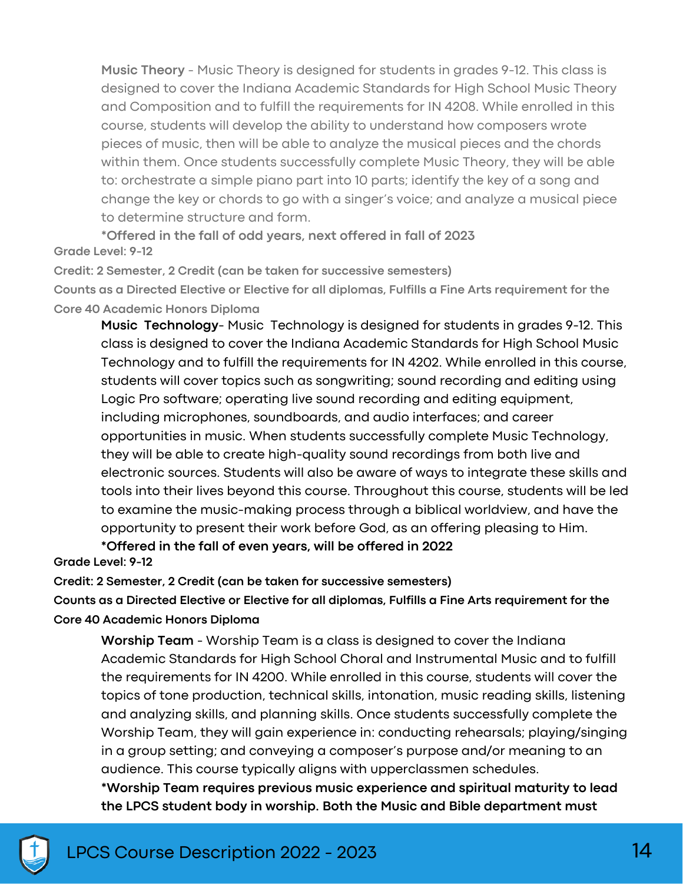**Music Theory** - Music Theory is designed for students in grades 9-12. This class is designed to cover the Indiana Academic Standards for High School Music Theory and Composition and to fulfill the requirements for IN 4208. While enrolled in this course, students will develop the ability to understand how composers wrote pieces of music, then will be able to analyze the musical pieces and the chords within them. Once students successfully complete Music Theory, they will be able to: orchestrate a simple piano part into 10 parts; identify the key of a song and change the key or chords to go with a singer's voice; and analyze a musical piece to determine structure and form.

**\*Offered in the fall of odd years, next offered in fall of 2023**

**Grade Level: 9-12**

**Credit: 2 Semester, 2 Credit (can be taken for successive semesters)**

**Counts as a Directed Elective or Elective for all diplomas, Fulfills a Fine Arts requirement for the Core 40 Academic Honors Diploma**

**Music Technology**- Music Technology is designed for students in grades 9-12. This class is designed to cover the Indiana Academic Standards for High School Music Technology and to fulfill the requirements for IN 4202. While enrolled in this course, students will cover topics such as songwriting; sound recording and editing using Logic Pro software; operating live sound recording and editing equipment, including microphones, soundboards, and audio interfaces; and career opportunities in music. When students successfully complete Music Technology, they will be able to create high-quality sound recordings from both live and electronic sources. Students will also be aware of ways to integrate these skills and tools into their lives beyond this course. Throughout this course, students will be led to examine the music-making process through a biblical worldview, and have the opportunity to present their work before God, as an offering pleasing to Him.

**\*Offered in the fall of even years, will be offered in 2022**

**Grade Level: 9-12**

**Credit: 2 Semester, 2 Credit (can be taken for successive semesters)**

**Counts as a Directed Elective or Elective for all diplomas, Fulfills a Fine Arts requirement for the Core 40 Academic Honors Diploma**

**Worship Team** - Worship Team is a class is designed to cover the Indiana Academic Standards for High School Choral and Instrumental Music and to fulfill the requirements for IN 4200. While enrolled in this course, students will cover the topics of tone production, technical skills, intonation, music reading skills, listening and analyzing skills, and planning skills. Once students successfully complete the Worship Team, they will gain experience in: conducting rehearsals; playing/singing in a group setting; and conveying a composer's purpose and/or meaning to an audience. This course typically aligns with upperclassmen schedules.

**\*Worship Team requires previous music experience and spiritual maturity to lead the LPCS student body in worship. Both the Music and Bible department must**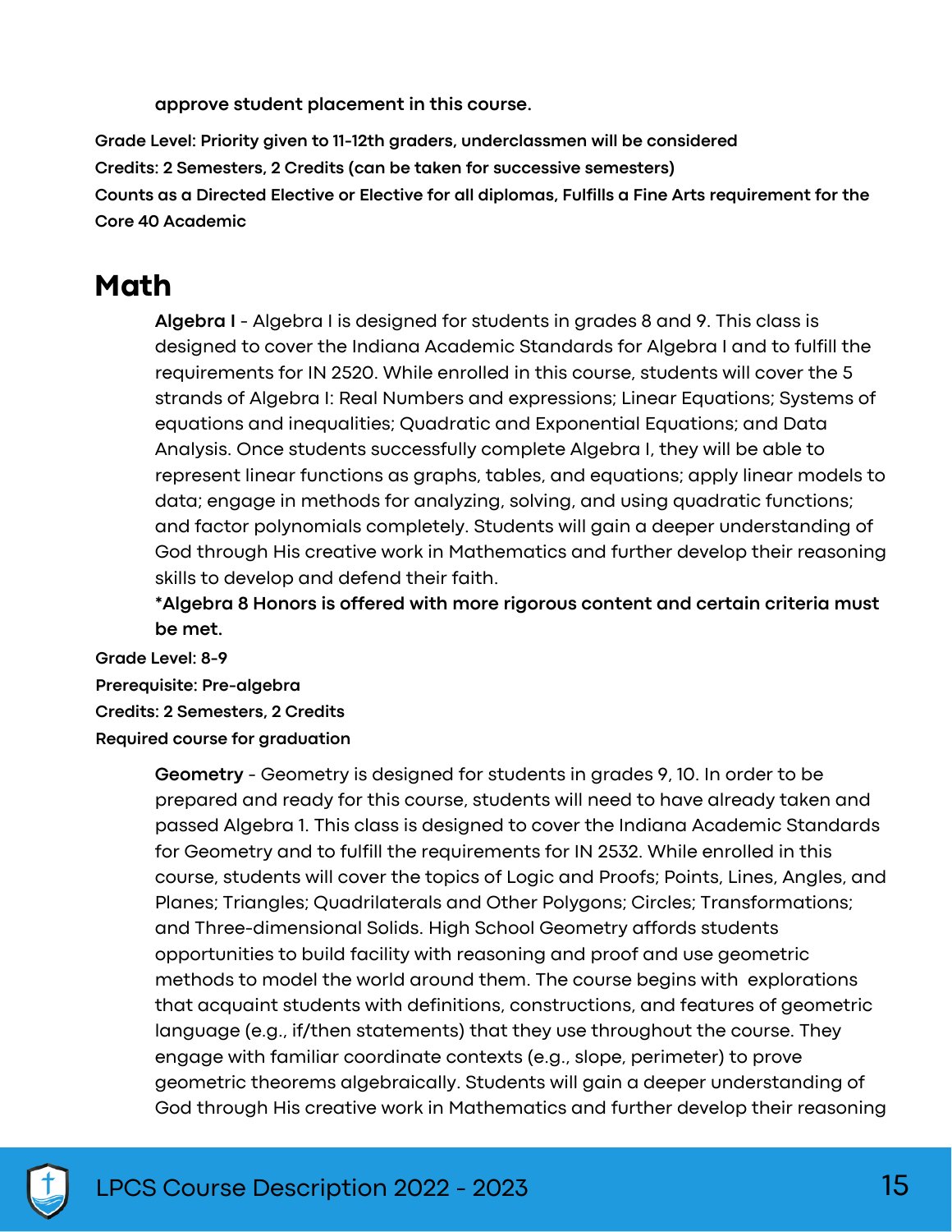**approve student placement in this course.**

**Grade Level: Priority given to 11-12th graders, underclassmen will be considered**
**Credits: 2 Semesters, 2 Credits (can be taken for successive semesters)**
**Counts as a Directed Elective or Elective for all diplomas, Fulfills a Fine Arts requirement for the Core 40 Academic**

# Math

**Algebra I** - Algebra I is designed for students in grades 8 and 9. This class is designed to cover the Indiana Academic Standards for Algebra I and to fulfill the requirements for IN 2520. While enrolled in this course, students will cover the 5 strands of Algebra I: Real Numbers and expressions; Linear Equations; Systems of equations and inequalities; Quadratic and Exponential Equations; and Data Analysis. Once students successfully complete Algebra I, they will be able to represent linear functions as graphs, tables, and equations; apply linear models to data; engage in methods for analyzing, solving, and using quadratic functions; and factor polynomials completely. Students will gain a deeper understanding of God through His creative work in Mathematics and further develop their reasoning skills to develop and defend their faith.

**\*Algebra 8 Honors is offered with more rigorous content and certain criteria must be met.**

**Grade Level: 8-9**
**Prerequisite: Pre-algebra**
**Credits: 2 Semesters, 2 Credits**
**Required course for graduation**

**Geometry** - Geometry is designed for students in grades 9, 10. In order to be prepared and ready for this course, students will need to have already taken and passed Algebra 1. This class is designed to cover the Indiana Academic Standards for Geometry and to fulfill the requirements for IN 2532. While enrolled in this course, students will cover the topics of Logic and Proofs; Points, Lines, Angles, and Planes; Triangles; Quadrilaterals and Other Polygons; Circles; Transformations; and Three-dimensional Solids. High School Geometry affords students opportunities to build facility with reasoning and proof and use geometric methods to model the world around them. The course begins with explorations that acquaint students with definitions, constructions, and features of geometric language (e.g., if/then statements) that they use throughout the course. They engage with familiar coordinate contexts (e.g., slope, perimeter) to prove geometric theorems algebraically. Students will gain a deeper understanding of God through His creative work in Mathematics and further develop their reasoning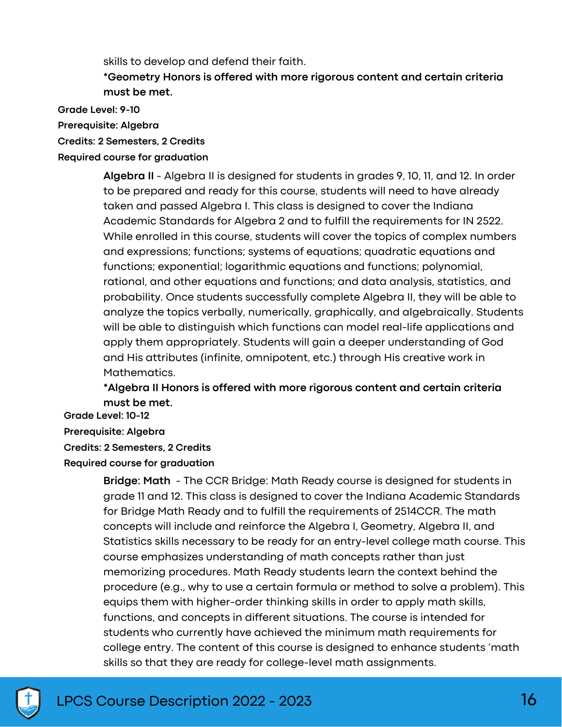skills to develop and defend their faith.

**\*Geometry Honors is offered with more rigorous content and certain criteria must be met.**

**Grade Level: 9-10**

**Prerequisite: Algebra**

**Credits: 2 Semesters, 2 Credits**

**Required course for graduation**

**Algebra II** - Algebra II is designed for students in grades 9, 10, 11, and 12. In order to be prepared and ready for this course, students will need to have already taken and passed Algebra I. This class is designed to cover the Indiana Academic Standards for Algebra 2 and to fulfill the requirements for IN 2522. While enrolled in this course, students will cover the topics of complex numbers and expressions; functions; systems of equations; quadratic equations and functions; exponential; logarithmic equations and functions; polynomial, rational, and other equations and functions; and data analysis, statistics, and probability. Once students successfully complete Algebra II, they will be able to analyze the topics verbally, numerically, graphically, and algebraically. Students will be able to distinguish which functions can model real-life applications and apply them appropriately. Students will gain a deeper understanding of God and His attributes (infinite, omnipotent, etc.) through His creative work in Mathematics.

**\*Algebra II Honors is offered with more rigorous content and certain criteria must be met.**

**Grade Level: 10-12**

**Prerequisite: Algebra**

**Credits: 2 Semesters, 2 Credits**

**Required course for graduation**

**Bridge: Math** - The CCR Bridge: Math Ready course is designed for students in grade 11 and 12. This class is designed to cover the Indiana Academic Standards for Bridge Math Ready and to fulfill the requirements of 2514CCR. The math concepts will include and reinforce the Algebra I, Geometry, Algebra II, and Statistics skills necessary to be ready for an entry-level college math course. This course emphasizes understanding of math concepts rather than just memorizing procedures. Math Ready students learn the context behind the procedure (e.g., why to use a certain formula or method to solve a problem). This equips them with higher-order thinking skills in order to apply math skills, functions, and concepts in different situations. The course is intended for students who currently have achieved the minimum math requirements for college entry. The content of this course is designed to enhance students 'math skills so that they are ready for college-level math assignments.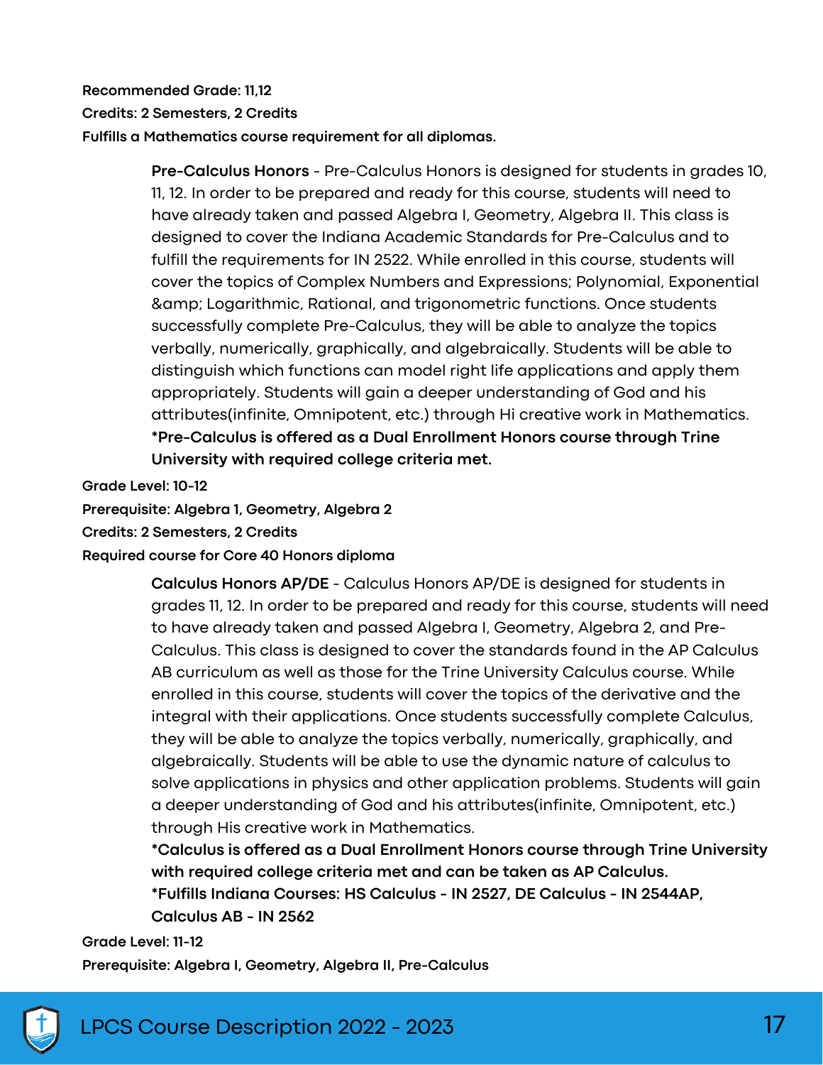**Recommended Grade: 11,12**

**Credits: 2 Semesters, 2 Credits**

**Fulfills a Mathematics course requirement for all diplomas.**

**Pre-Calculus Honors** - Pre-Calculus Honors is designed for students in grades 10, 11, 12. In order to be prepared and ready for this course, students will need to have already taken and passed Algebra I, Geometry, Algebra II. This class is designed to cover the Indiana Academic Standards for Pre-Calculus and to fulfill the requirements for IN 2522. While enrolled in this course, students will cover the topics of Complex Numbers and Expressions; Polynomial, Exponential &amp; Logarithmic, Rational, and trigonometric functions. Once students successfully complete Pre-Calculus, they will be able to analyze the topics verbally, numerically, graphically, and algebraically. Students will be able to distinguish which functions can model right life applications and apply them appropriately. Students will gain a deeper understanding of God and his attributes(infinite, Omnipotent, etc.) through Hi creative work in Mathematics. **\*Pre-Calculus is offered as a Dual Enrollment Honors course through Trine University with required college criteria met.**

**Grade Level: 10-12**

**Prerequisite: Algebra 1, Geometry, Algebra 2**

**Credits: 2 Semesters, 2 Credits**

**Required course for Core 40 Honors diploma**

**Calculus Honors AP/DE** - Calculus Honors AP/DE is designed for students in grades 11, 12. In order to be prepared and ready for this course, students will need to have already taken and passed Algebra I, Geometry, Algebra 2, and Pre-Calculus. This class is designed to cover the standards found in the AP Calculus AB curriculum as well as those for the Trine University Calculus course. While enrolled in this course, students will cover the topics of the derivative and the integral with their applications. Once students successfully complete Calculus, they will be able to analyze the topics verbally, numerically, graphically, and algebraically. Students will be able to use the dynamic nature of calculus to solve applications in physics and other application problems. Students will gain a deeper understanding of God and his attributes(infinite, Omnipotent, etc.) through His creative work in Mathematics.

**\*Calculus is offered as a Dual Enrollment Honors course through Trine University with required college criteria met and can be taken as AP Calculus.**

**\*Fulfills Indiana Courses: HS Calculus - IN 2527, DE Calculus - IN 2544AP, Calculus AB - IN 2562**

**Grade Level: 11-12**

**Prerequisite: Algebra I, Geometry, Algebra II, Pre-Calculus**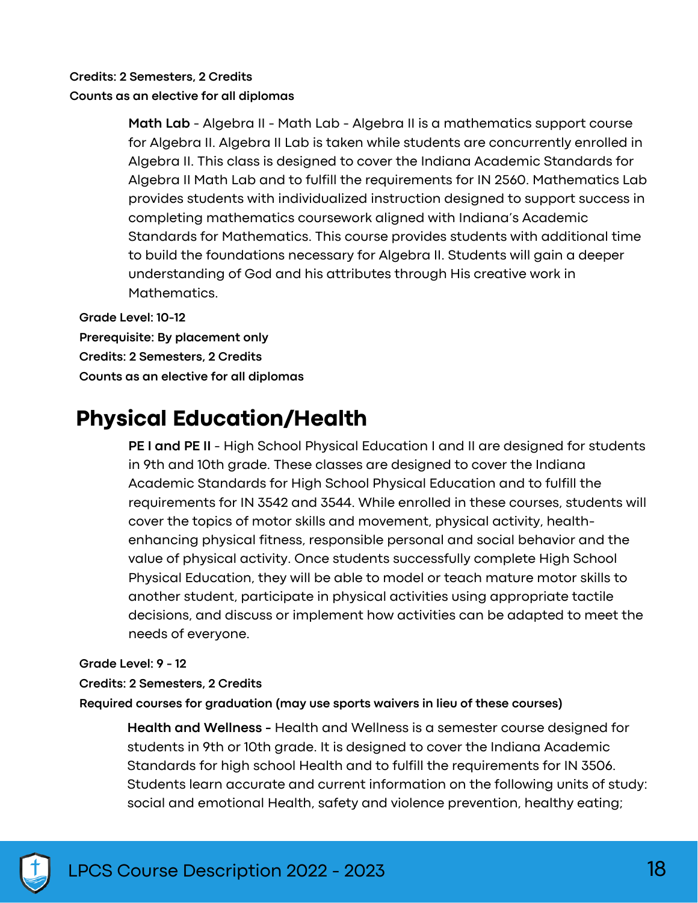**Credits: 2 Semesters, 2 Credits**
**Counts as an elective for all diplomas**

**Math Lab** - Algebra II - Math Lab - Algebra II is a mathematics support course for Algebra II. Algebra II Lab is taken while students are concurrently enrolled in Algebra II. This class is designed to cover the Indiana Academic Standards for Algebra II Math Lab and to fulfill the requirements for IN 2560. Mathematics Lab provides students with individualized instruction designed to support success in completing mathematics coursework aligned with Indiana's Academic Standards for Mathematics. This course provides students with additional time to build the foundations necessary for Algebra II. Students will gain a deeper understanding of God and his attributes through His creative work in Mathematics.

**Grade Level: 10-12**
**Prerequisite: By placement only**
**Credits: 2 Semesters, 2 Credits**
**Counts as an elective for all diplomas**

# Physical Education/Health

**PE I and PE II** - High School Physical Education I and II are designed for students in 9th and 10th grade. These classes are designed to cover the Indiana Academic Standards for High School Physical Education and to fulfill the requirements for IN 3542 and 3544. While enrolled in these courses, students will cover the topics of motor skills and movement, physical activity, health-enhancing physical fitness, responsible personal and social behavior and the value of physical activity. Once students successfully complete High School Physical Education, they will be able to model or teach mature motor skills to another student, participate in physical activities using appropriate tactile decisions, and discuss or implement how activities can be adapted to meet the needs of everyone.

**Grade Level: 9 - 12**
**Credits: 2 Semesters, 2 Credits**
**Required courses for graduation (may use sports waivers in lieu of these courses)**

**Health and Wellness -** Health and Wellness is a semester course designed for students in 9th or 10th grade. It is designed to cover the Indiana Academic Standards for high school Health and to fulfill the requirements for IN 3506. Students learn accurate and current information on the following units of study: social and emotional Health, safety and violence prevention, healthy eating;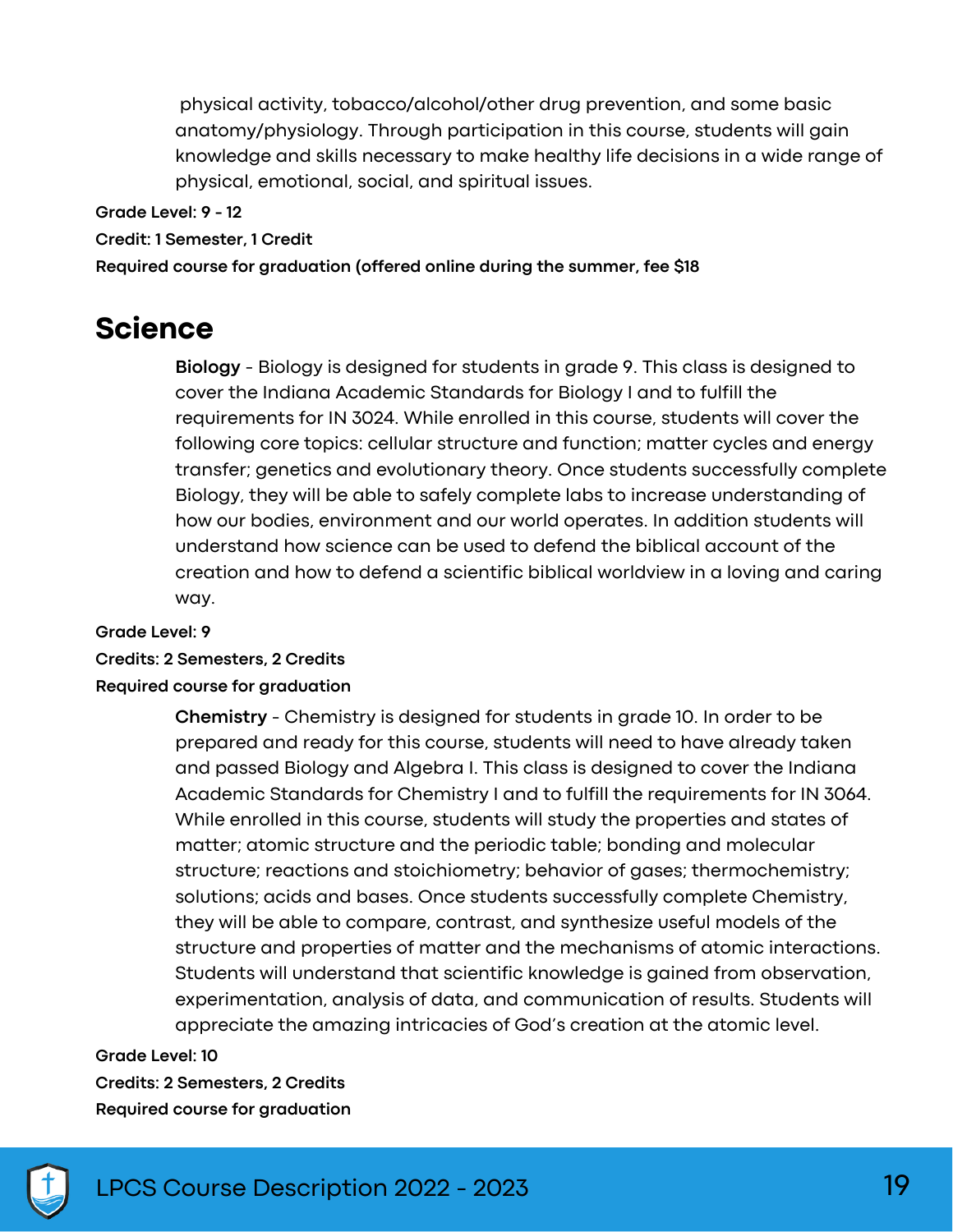physical activity, tobacco/alcohol/other drug prevention, and some basic anatomy/physiology. Through participation in this course, students will gain knowledge and skills necessary to make healthy life decisions in a wide range of physical, emotional, social, and spiritual issues.

**Grade Level: 9 - 12**

**Credit: 1 Semester, 1 Credit**

**Required course for graduation (offered online during the summer, fee $18**

# Science

**Biology** - Biology is designed for students in grade 9. This class is designed to cover the Indiana Academic Standards for Biology I and to fulfill the requirements for IN 3024. While enrolled in this course, students will cover the following core topics: cellular structure and function; matter cycles and energy transfer; genetics and evolutionary theory. Once students successfully complete Biology, they will be able to safely complete labs to increase understanding of how our bodies, environment and our world operates. In addition students will understand how science can be used to defend the biblical account of the creation and how to defend a scientific biblical worldview in a loving and caring way.

**Grade Level: 9**

**Credits: 2 Semesters, 2 Credits**

**Required course for graduation**

**Chemistry** - Chemistry is designed for students in grade 10. In order to be prepared and ready for this course, students will need to have already taken and passed Biology and Algebra I. This class is designed to cover the Indiana Academic Standards for Chemistry I and to fulfill the requirements for IN 3064. While enrolled in this course, students will study the properties and states of matter; atomic structure and the periodic table; bonding and molecular structure; reactions and stoichiometry; behavior of gases; thermochemistry; solutions; acids and bases. Once students successfully complete Chemistry, they will be able to compare, contrast, and synthesize useful models of the structure and properties of matter and the mechanisms of atomic interactions. Students will understand that scientific knowledge is gained from observation, experimentation, analysis of data, and communication of results. Students will appreciate the amazing intricacies of God's creation at the atomic level.

**Grade Level: 10**

**Credits: 2 Semesters, 2 Credits**

**Required course for graduation**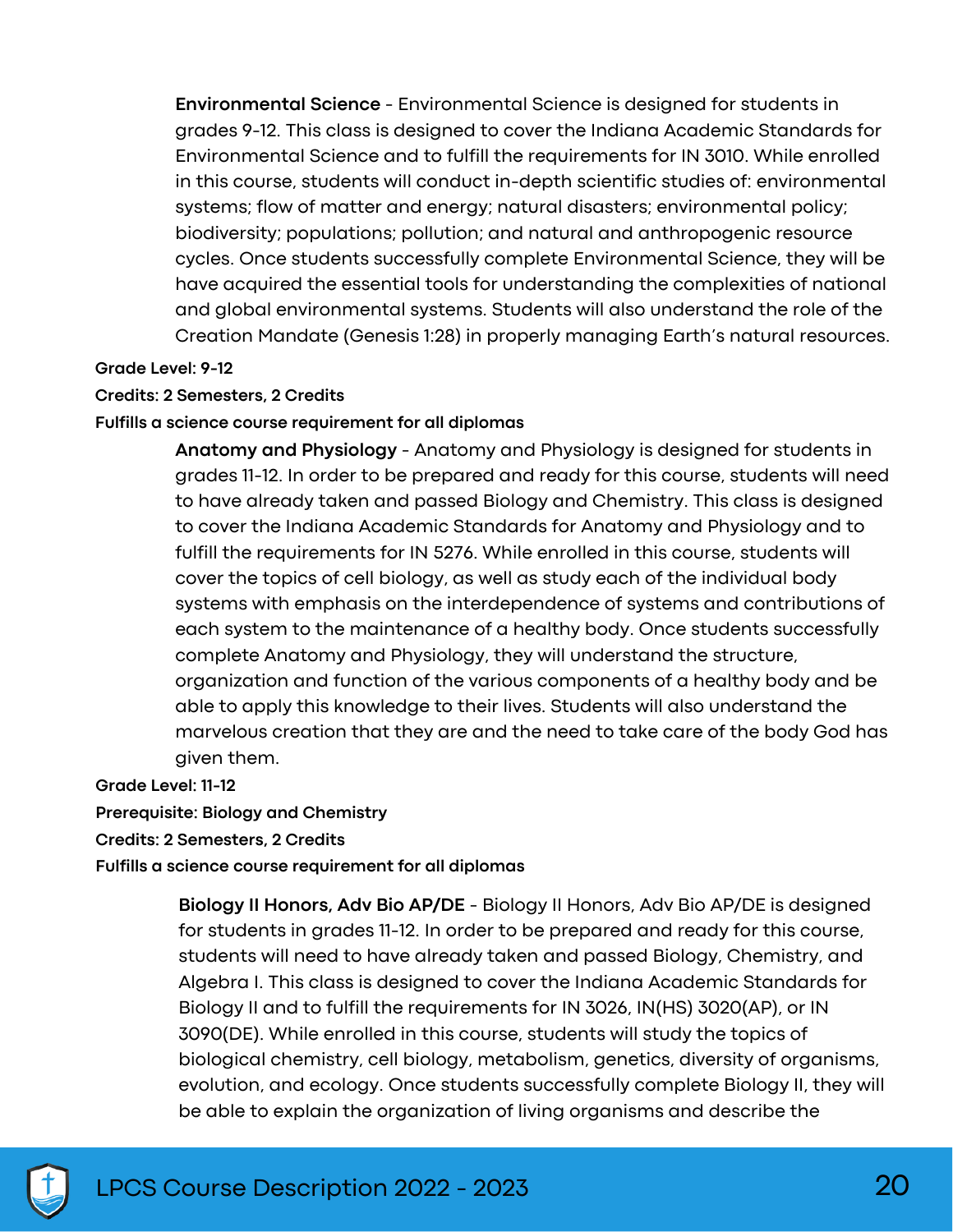**Environmental Science** - Environmental Science is designed for students in grades 9-12. This class is designed to cover the Indiana Academic Standards for Environmental Science and to fulfill the requirements for IN 3010. While enrolled in this course, students will conduct in-depth scientific studies of: environmental systems; flow of matter and energy; natural disasters; environmental policy; biodiversity; populations; pollution; and natural and anthropogenic resource cycles. Once students successfully complete Environmental Science, they will be have acquired the essential tools for understanding the complexities of national and global environmental systems. Students will also understand the role of the Creation Mandate (Genesis 1:28) in properly managing Earth's natural resources.

**Grade Level: 9-12**

**Credits: 2 Semesters, 2 Credits**

**Fulfills a science course requirement for all diplomas**

**Anatomy and Physiology** - Anatomy and Physiology is designed for students in grades 11-12. In order to be prepared and ready for this course, students will need to have already taken and passed Biology and Chemistry. This class is designed to cover the Indiana Academic Standards for Anatomy and Physiology and to fulfill the requirements for IN 5276. While enrolled in this course, students will cover the topics of cell biology, as well as study each of the individual body systems with emphasis on the interdependence of systems and contributions of each system to the maintenance of a healthy body. Once students successfully complete Anatomy and Physiology, they will understand the structure, organization and function of the various components of a healthy body and be able to apply this knowledge to their lives. Students will also understand the marvelous creation that they are and the need to take care of the body God has given them.

**Grade Level: 11-12**

**Prerequisite: Biology and Chemistry**

**Credits: 2 Semesters, 2 Credits**

**Fulfills a science course requirement for all diplomas**

**Biology II Honors, Adv Bio AP/DE** - Biology II Honors, Adv Bio AP/DE is designed for students in grades 11-12. In order to be prepared and ready for this course, students will need to have already taken and passed Biology, Chemistry, and Algebra I. This class is designed to cover the Indiana Academic Standards for Biology II and to fulfill the requirements for IN 3026, IN(HS) 3020(AP), or IN 3090(DE). While enrolled in this course, students will study the topics of biological chemistry, cell biology, metabolism, genetics, diversity of organisms, evolution, and ecology. Once students successfully complete Biology II, they will be able to explain the organization of living organisms and describe the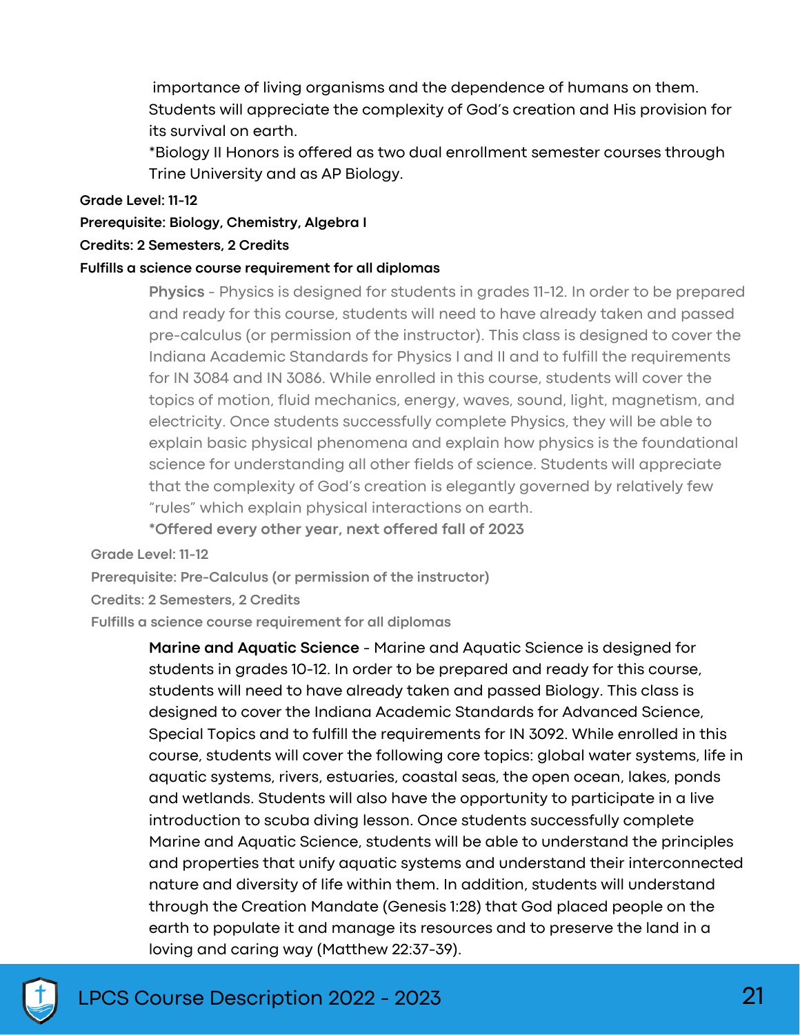importance of living organisms and the dependence of humans on them. Students will appreciate the complexity of God's creation and His provision for its survival on earth.

*Biology II Honors is offered as two dual enrollment semester courses through Trine University and as AP Biology.

**Grade Level: 11-12**

**Prerequisite: Biology, Chemistry, Algebra I**

**Credits: 2 Semesters, 2 Credits**

**Fulfills a science course requirement for all diplomas**

**Physics** - Physics is designed for students in grades 11-12. In order to be prepared and ready for this course, students will need to have already taken and passed pre-calculus (or permission of the instructor). This class is designed to cover the Indiana Academic Standards for Physics I and II and to fulfill the requirements for IN 3084 and IN 3086. While enrolled in this course, students will cover the topics of motion, fluid mechanics, energy, waves, sound, light, magnetism, and electricity. Once students successfully complete Physics, they will be able to explain basic physical phenomena and explain how physics is the foundational science for understanding all other fields of science. Students will appreciate that the complexity of God's creation is elegantly governed by relatively few "rules" which explain physical interactions on earth.

***Offered every other year, next offered fall of 2023**

**Grade Level: 11-12**

**Prerequisite: Pre-Calculus (or permission of the instructor)**

**Credits: 2 Semesters, 2 Credits**

**Fulfills a science course requirement for all diplomas**

**Marine and Aquatic Science** - Marine and Aquatic Science is designed for students in grades 10-12. In order to be prepared and ready for this course, students will need to have already taken and passed Biology. This class is designed to cover the Indiana Academic Standards for Advanced Science, Special Topics and to fulfill the requirements for IN 3092. While enrolled in this course, students will cover the following core topics: global water systems, life in aquatic systems, rivers, estuaries, coastal seas, the open ocean, lakes, ponds and wetlands. Students will also have the opportunity to participate in a live introduction to scuba diving lesson. Once students successfully complete Marine and Aquatic Science, students will be able to understand the principles and properties that unify aquatic systems and understand their interconnected nature and diversity of life within them. In addition, students will understand through the Creation Mandate (Genesis 1:28) that God placed people on the earth to populate it and manage its resources and to preserve the land in a loving and caring way (Matthew 22:37-39).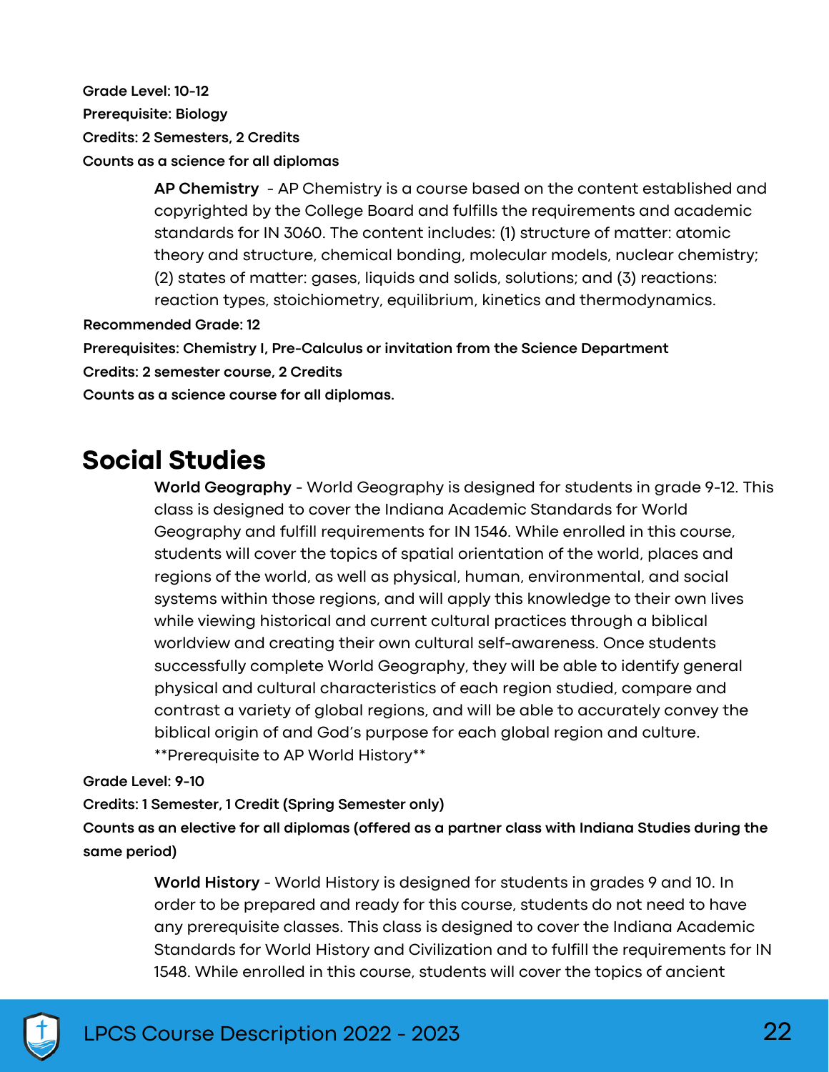**Grade Level: 10-12**

**Prerequisite: Biology**

**Credits: 2 Semesters, 2 Credits**

**Counts as a science for all diplomas**

**AP Chemistry** - AP Chemistry is a course based on the content established and copyrighted by the College Board and fulfills the requirements and academic standards for IN 3060. The content includes: (1) structure of matter: atomic theory and structure, chemical bonding, molecular models, nuclear chemistry; (2) states of matter: gases, liquids and solids, solutions; and (3) reactions: reaction types, stoichiometry, equilibrium, kinetics and thermodynamics.

**Recommended Grade: 12**

**Prerequisites: Chemistry I, Pre-Calculus or invitation from the Science Department**

**Credits: 2 semester course, 2 Credits**

**Counts as a science course for all diplomas.**

## Social Studies

**World Geography** - World Geography is designed for students in grade 9-12. This class is designed to cover the Indiana Academic Standards for World Geography and fulfill requirements for IN 1546. While enrolled in this course, students will cover the topics of spatial orientation of the world, places and regions of the world, as well as physical, human, environmental, and social systems within those regions, and will apply this knowledge to their own lives while viewing historical and current cultural practices through a biblical worldview and creating their own cultural self-awareness. Once students successfully complete World Geography, they will be able to identify general physical and cultural characteristics of each region studied, compare and contrast a variety of global regions, and will be able to accurately convey the biblical origin of and God's purpose for each global region and culture. **Prerequisite to AP World History**

**Grade Level: 9-10**

**Credits: 1 Semester, 1 Credit (Spring Semester only)**

**Counts as an elective for all diplomas (offered as a partner class with Indiana Studies during the same period)**

**World History** - World History is designed for students in grades 9 and 10. In order to be prepared and ready for this course, students do not need to have any prerequisite classes. This class is designed to cover the Indiana Academic Standards for World History and Civilization and to fulfill the requirements for IN 1548. While enrolled in this course, students will cover the topics of ancient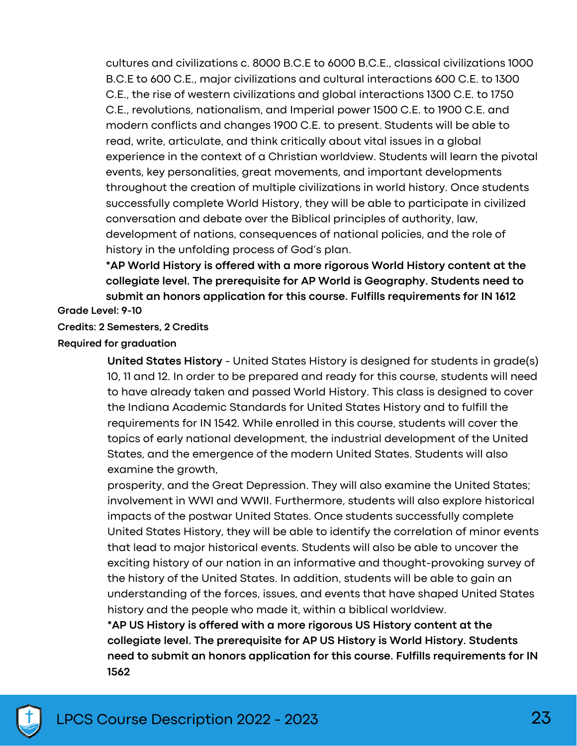cultures and civilizations c. 8000 B.C.E to 6000 B.C.E., classical civilizations 1000 B.C.E to 600 C.E., major civilizations and cultural interactions 600 C.E. to 1300 C.E., the rise of western civilizations and global interactions 1300 C.E. to 1750 C.E., revolutions, nationalism, and Imperial power 1500 C.E. to 1900 C.E. and modern conflicts and changes 1900 C.E. to present. Students will be able to read, write, articulate, and think critically about vital issues in a global experience in the context of a Christian worldview. Students will learn the pivotal events, key personalities, great movements, and important developments throughout the creation of multiple civilizations in world history. Once students successfully complete World History, they will be able to participate in civilized conversation and debate over the Biblical principles of authority, law, development of nations, consequences of national policies, and the role of history in the unfolding process of God's plan.

**\*AP World History is offered with a more rigorous World History content at the collegiate level. The prerequisite for AP World is Geography. Students need to submit an honors application for this course. Fulfills requirements for IN 1612**

**Grade Level: 9-10**

**Credits: 2 Semesters, 2 Credits**

**Required for graduation**

**United States History** - United States History is designed for students in grade(s) 10, 11 and 12. In order to be prepared and ready for this course, students will need to have already taken and passed World History. This class is designed to cover the Indiana Academic Standards for United States History and to fulfill the requirements for IN 1542. While enrolled in this course, students will cover the topics of early national development, the industrial development of the United States, and the emergence of the modern United States. Students will also examine the growth,
prosperity, and the Great Depression. They will also examine the United States; involvement in WWI and WWII. Furthermore, students will also explore historical impacts of the postwar United States. Once students successfully complete United States History, they will be able to identify the correlation of minor events that lead to major historical events. Students will also be able to uncover the exciting history of our nation in an informative and thought-provoking survey of the history of the United States. In addition, students will be able to gain an understanding of the forces, issues, and events that have shaped United States history and the people who made it, within a biblical worldview.

**\*AP US History is offered with a more rigorous US History content at the collegiate level. The prerequisite for AP US History is World History. Students need to submit an honors application for this course. Fulfills requirements for IN 1562**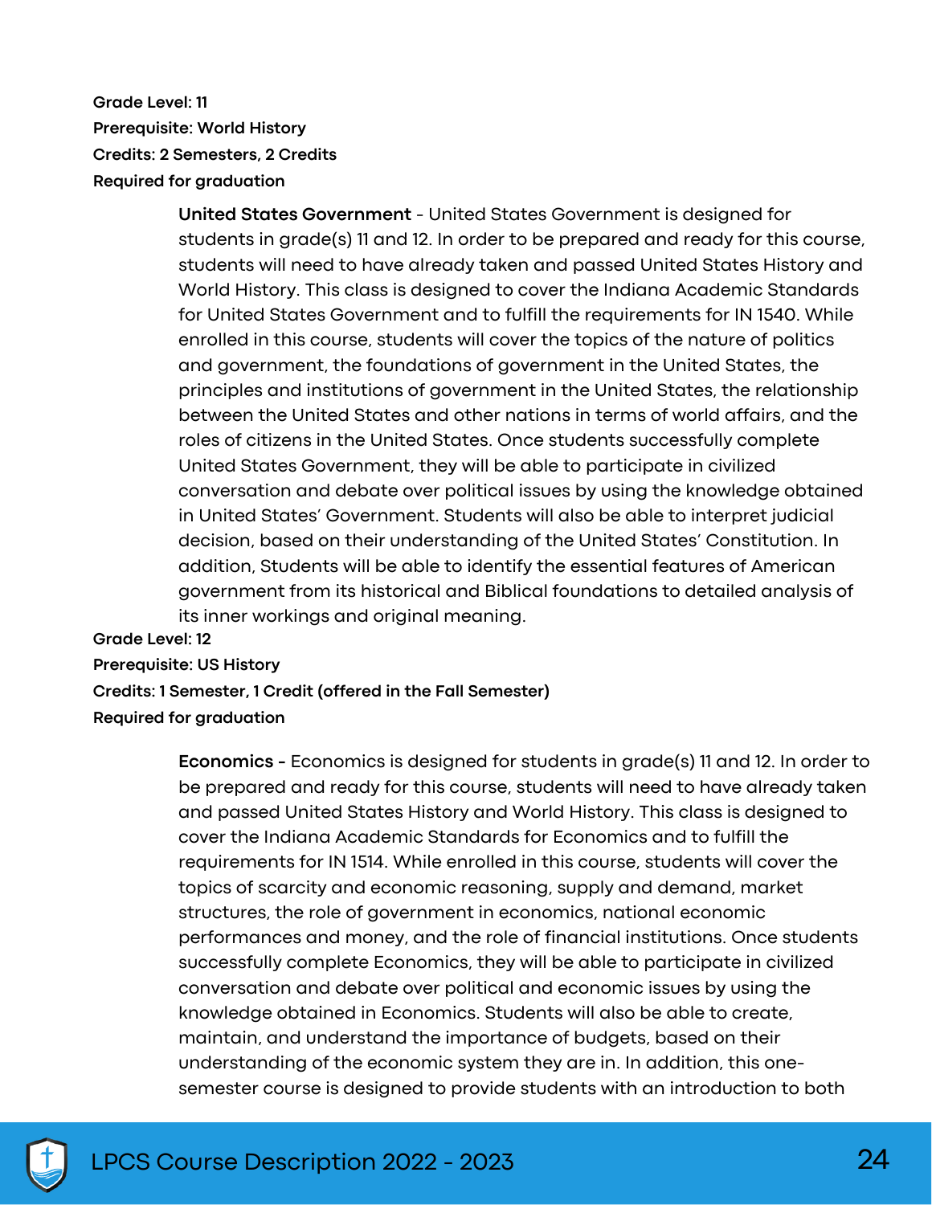**Grade Level: 11**
**Prerequisite: World History**
**Credits: 2 Semesters, 2 Credits**
**Required for graduation**

**United States Government** - United States Government is designed for students in grade(s) 11 and 12. In order to be prepared and ready for this course, students will need to have already taken and passed United States History and World History. This class is designed to cover the Indiana Academic Standards for United States Government and to fulfill the requirements for IN 1540. While enrolled in this course, students will cover the topics of the nature of politics and government, the foundations of government in the United States, the principles and institutions of government in the United States, the relationship between the United States and other nations in terms of world affairs, and the roles of citizens in the United States. Once students successfully complete United States Government, they will be able to participate in civilized conversation and debate over political issues by using the knowledge obtained in United States' Government. Students will also be able to interpret judicial decision, based on their understanding of the United States' Constitution. In addition, Students will be able to identify the essential features of American government from its historical and Biblical foundations to detailed analysis of its inner workings and original meaning.

**Grade Level: 12**
**Prerequisite: US History**
**Credits: 1 Semester, 1 Credit (offered in the Fall Semester)**
**Required for graduation**

**Economics -** Economics is designed for students in grade(s) 11 and 12. In order to be prepared and ready for this course, students will need to have already taken and passed United States History and World History. This class is designed to cover the Indiana Academic Standards for Economics and to fulfill the requirements for IN 1514. While enrolled in this course, students will cover the topics of scarcity and economic reasoning, supply and demand, market structures, the role of government in economics, national economic performances and money, and the role of financial institutions. Once students successfully complete Economics, they will be able to participate in civilized conversation and debate over political and economic issues by using the knowledge obtained in Economics. Students will also be able to create, maintain, and understand the importance of budgets, based on their understanding of the economic system they are in. In addition, this one-semester course is designed to provide students with an introduction to both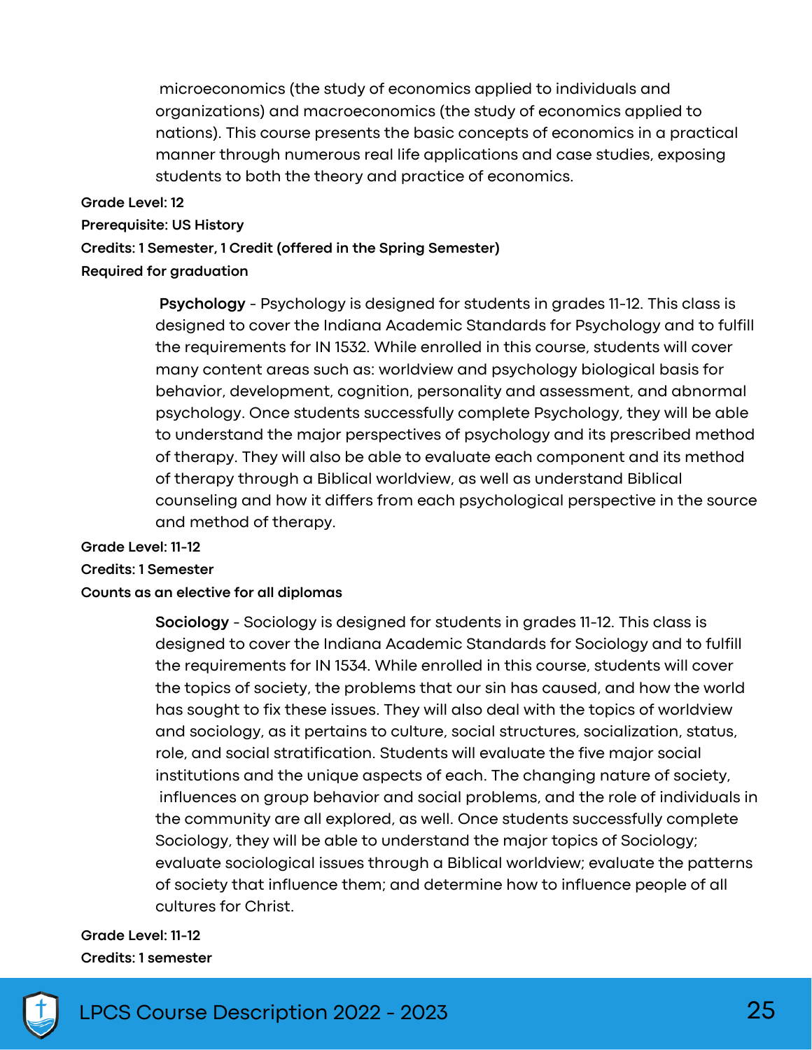microeconomics (the study of economics applied to individuals and organizations) and macroeconomics (the study of economics applied to nations). This course presents the basic concepts of economics in a practical manner through numerous real life applications and case studies, exposing students to both the theory and practice of economics.

**Grade Level: 12**

**Prerequisite: US History**

**Credits: 1 Semester, 1 Credit (offered in the Spring Semester)**

**Required for graduation**

**Psychology** - Psychology is designed for students in grades 11-12. This class is designed to cover the Indiana Academic Standards for Psychology and to fulfill the requirements for IN 1532. While enrolled in this course, students will cover many content areas such as: worldview and psychology biological basis for behavior, development, cognition, personality and assessment, and abnormal psychology. Once students successfully complete Psychology, they will be able to understand the major perspectives of psychology and its prescribed method of therapy. They will also be able to evaluate each component and its method of therapy through a Biblical worldview, as well as understand Biblical counseling and how it differs from each psychological perspective in the source and method of therapy.

**Grade Level: 11-12**

**Credits: 1 Semester**

**Counts as an elective for all diplomas**

**Sociology** - Sociology is designed for students in grades 11-12. This class is designed to cover the Indiana Academic Standards for Sociology and to fulfill the requirements for IN 1534. While enrolled in this course, students will cover the topics of society, the problems that our sin has caused, and how the world has sought to fix these issues. They will also deal with the topics of worldview and sociology, as it pertains to culture, social structures, socialization, status, role, and social stratification. Students will evaluate the five major social institutions and the unique aspects of each. The changing nature of society, influences on group behavior and social problems, and the role of individuals in the community are all explored, as well. Once students successfully complete Sociology, they will be able to understand the major topics of Sociology; evaluate sociological issues through a Biblical worldview; evaluate the patterns of society that influence them; and determine how to influence people of all cultures for Christ.

**Grade Level: 11-12**

**Credits: 1 semester**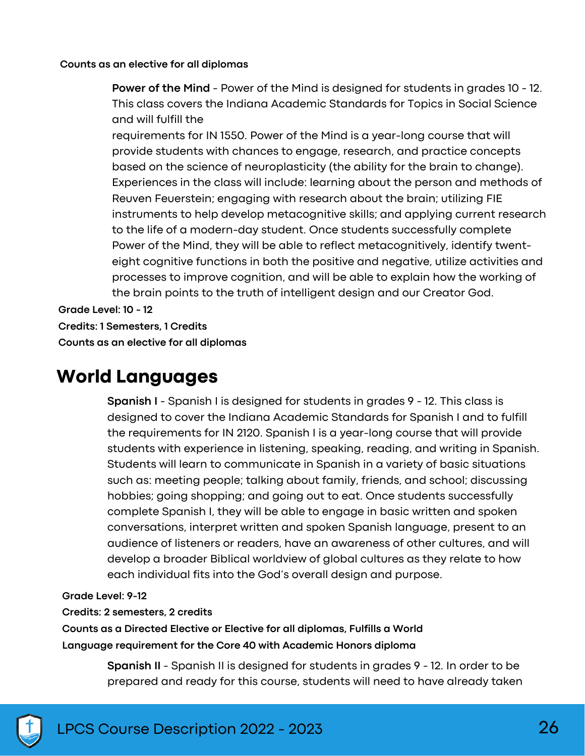**Counts as an elective for all diplomas**

**Power of the Mind** - Power of the Mind is designed for students in grades 10 - 12. This class covers the Indiana Academic Standards for Topics in Social Science and will fulfill the requirements for IN 1550. Power of the Mind is a year-long course that will provide students with chances to engage, research, and practice concepts based on the science of neuroplasticity (the ability for the brain to change). Experiences in the class will include: learning about the person and methods of Reuven Feuerstein; engaging with research about the brain; utilizing FIE instruments to help develop metacognitive skills; and applying current research to the life of a modern-day student. Once students successfully complete Power of the Mind, they will be able to reflect metacognitively, identify twent-eight cognitive functions in both the positive and negative, utilize activities and processes to improve cognition, and will be able to explain how the working of the brain points to the truth of intelligent design and our Creator God.

**Grade Level: 10 - 12**

**Credits: 1 Semesters, 1 Credits**

**Counts as an elective for all diplomas**

# World Languages

**Spanish I** - Spanish I is designed for students in grades 9 - 12. This class is designed to cover the Indiana Academic Standards for Spanish I and to fulfill the requirements for IN 2120. Spanish I is a year-long course that will provide students with experience in listening, speaking, reading, and writing in Spanish. Students will learn to communicate in Spanish in a variety of basic situations such as: meeting people; talking about family, friends, and school; discussing hobbies; going shopping; and going out to eat. Once students successfully complete Spanish I, they will be able to engage in basic written and spoken conversations, interpret written and spoken Spanish language, present to an audience of listeners or readers, have an awareness of other cultures, and will develop a broader Biblical worldview of global cultures as they relate to how each individual fits into the God's overall design and purpose.

**Grade Level: 9-12**

**Credits: 2 semesters, 2 credits**

**Counts as a Directed Elective or Elective for all diplomas, Fulfills a World Language requirement for the Core 40 with Academic Honors diploma**

**Spanish II** - Spanish II is designed for students in grades 9 - 12. In order to be prepared and ready for this course, students will need to have already taken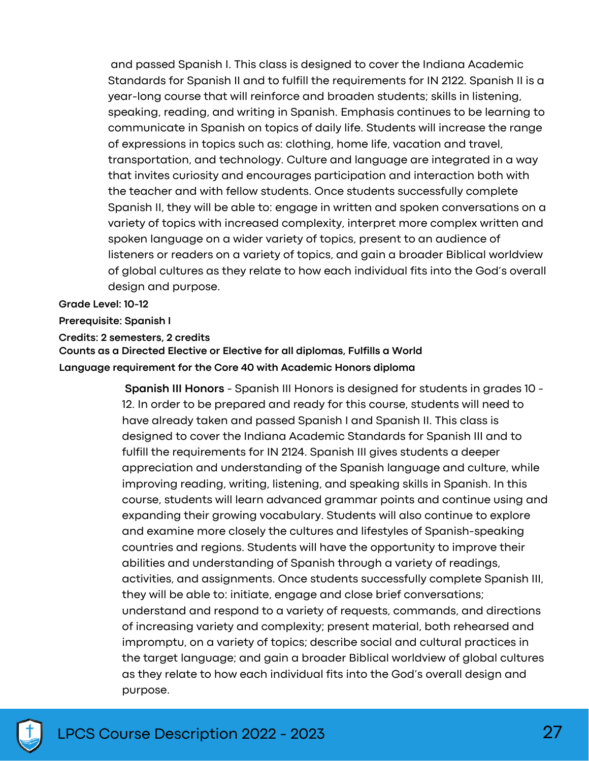and passed Spanish I. This class is designed to cover the Indiana Academic Standards for Spanish II and to fulfill the requirements for IN 2122. Spanish II is a year-long course that will reinforce and broaden students; skills in listening, speaking, reading, and writing in Spanish. Emphasis continues to be learning to communicate in Spanish on topics of daily life. Students will increase the range of expressions in topics such as: clothing, home life, vacation and travel, transportation, and technology. Culture and language are integrated in a way that invites curiosity and encourages participation and interaction both with the teacher and with fellow students. Once students successfully complete Spanish II, they will be able to: engage in written and spoken conversations on a variety of topics with increased complexity, interpret more complex written and spoken language on a wider variety of topics, present to an audience of listeners or readers on a variety of topics, and gain a broader Biblical worldview of global cultures as they relate to how each individual fits into the God's overall design and purpose.

**Grade Level: 10-12**

**Prerequisite: Spanish I**

**Credits: 2 semesters, 2 credits**

**Counts as a Directed Elective or Elective for all diplomas, Fulfills a World Language requirement for the Core 40 with Academic Honors diploma**

**Spanish III Honors** - Spanish III Honors is designed for students in grades 10 - 12. In order to be prepared and ready for this course, students will need to have already taken and passed Spanish I and Spanish II. This class is designed to cover the Indiana Academic Standards for Spanish III and to fulfill the requirements for IN 2124. Spanish III gives students a deeper appreciation and understanding of the Spanish language and culture, while improving reading, writing, listening, and speaking skills in Spanish. In this course, students will learn advanced grammar points and continue using and expanding their growing vocabulary. Students will also continue to explore and examine more closely the cultures and lifestyles of Spanish-speaking countries and regions. Students will have the opportunity to improve their abilities and understanding of Spanish through a variety of readings, activities, and assignments. Once students successfully complete Spanish III, they will be able to: initiate, engage and close brief conversations; understand and respond to a variety of requests, commands, and directions of increasing variety and complexity; present material, both rehearsed and impromptu, on a variety of topics; describe social and cultural practices in the target language; and gain a broader Biblical worldview of global cultures as they relate to how each individual fits into the God's overall design and purpose.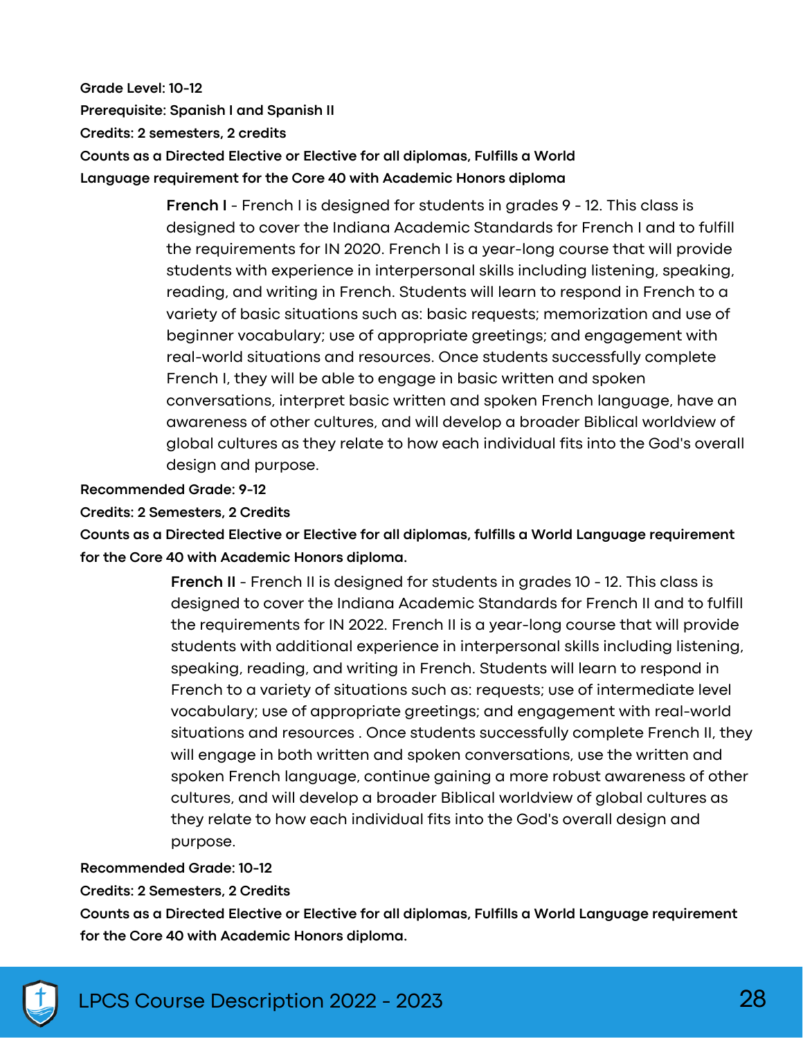**Grade Level: 10-12**

**Prerequisite: Spanish I and Spanish II**

**Credits: 2 semesters, 2 credits**

**Counts as a Directed Elective or Elective for all diplomas, Fulfills a World Language requirement for the Core 40 with Academic Honors diploma**

**French I** - French I is designed for students in grades 9 - 12. This class is designed to cover the Indiana Academic Standards for French I and to fulfill the requirements for IN 2020. French I is a year-long course that will provide students with experience in interpersonal skills including listening, speaking, reading, and writing in French. Students will learn to respond in French to a variety of basic situations such as: basic requests; memorization and use of beginner vocabulary; use of appropriate greetings; and engagement with real-world situations and resources. Once students successfully complete French I, they will be able to engage in basic written and spoken conversations, interpret basic written and spoken French language, have an awareness of other cultures, and will develop a broader Biblical worldview of global cultures as they relate to how each individual fits into the God's overall design and purpose.

**Recommended Grade: 9-12**

**Credits: 2 Semesters, 2 Credits**

**Counts as a Directed Elective or Elective for all diplomas, fulfills a World Language requirement for the Core 40 with Academic Honors diploma.**

**French II** - French II is designed for students in grades 10 - 12. This class is designed to cover the Indiana Academic Standards for French II and to fulfill the requirements for IN 2022. French II is a year-long course that will provide students with additional experience in interpersonal skills including listening, speaking, reading, and writing in French. Students will learn to respond in French to a variety of situations such as: requests; use of intermediate level vocabulary; use of appropriate greetings; and engagement with real-world situations and resources . Once students successfully complete French II, they will engage in both written and spoken conversations, use the written and spoken French language, continue gaining a more robust awareness of other cultures, and will develop a broader Biblical worldview of global cultures as they relate to how each individual fits into the God's overall design and purpose.

**Recommended Grade: 10-12**

**Credits: 2 Semesters, 2 Credits**

**Counts as a Directed Elective or Elective for all diplomas, Fulfills a World Language requirement for the Core 40 with Academic Honors diploma.**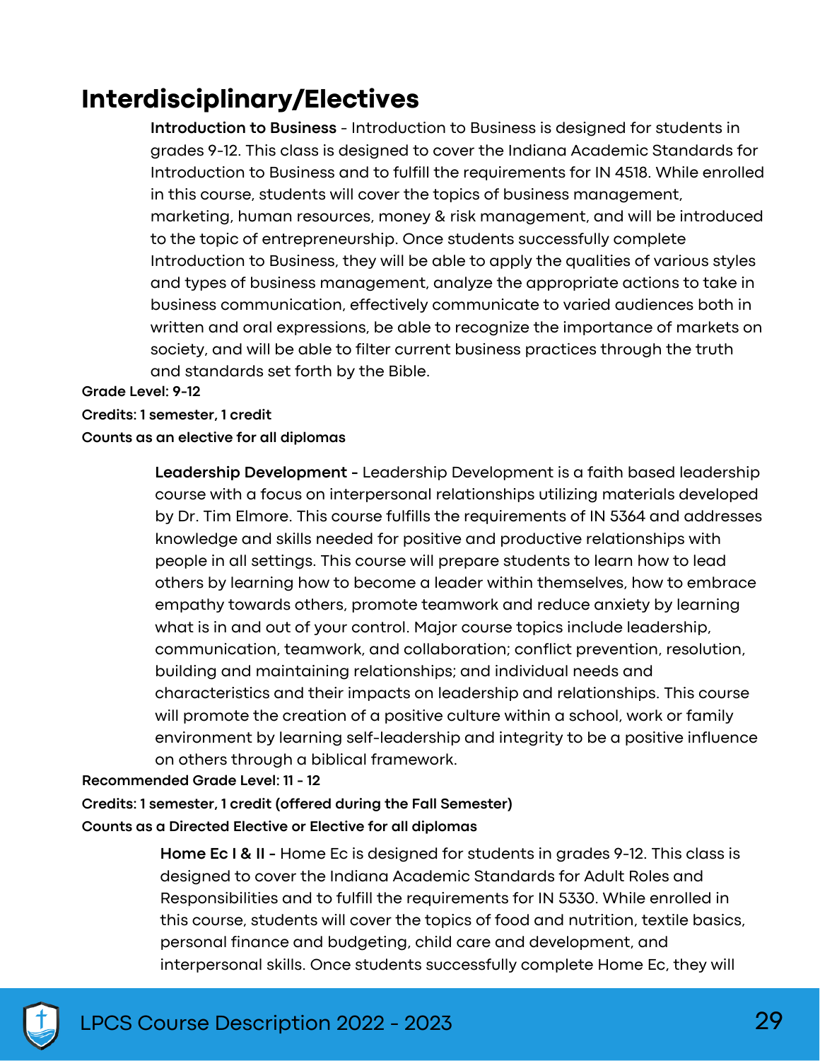# Interdisciplinary/Electives

**Introduction to Business** - Introduction to Business is designed for students in grades 9-12. This class is designed to cover the Indiana Academic Standards for Introduction to Business and to fulfill the requirements for IN 4518. While enrolled in this course, students will cover the topics of business management, marketing, human resources, money & risk management, and will be introduced to the topic of entrepreneurship. Once students successfully complete Introduction to Business, they will be able to apply the qualities of various styles and types of business management, analyze the appropriate actions to take in business communication, effectively communicate to varied audiences both in written and oral expressions, be able to recognize the importance of markets on society, and will be able to filter current business practices through the truth and standards set forth by the Bible.

**Grade Level: 9-12**

**Credits: 1 semester, 1 credit**

**Counts as an elective for all diplomas**

**Leadership Development -** Leadership Development is a faith based leadership course with a focus on interpersonal relationships utilizing materials developed by Dr. Tim Elmore. This course fulfills the requirements of IN 5364 and addresses knowledge and skills needed for positive and productive relationships with people in all settings. This course will prepare students to learn how to lead others by learning how to become a leader within themselves, how to embrace empathy towards others, promote teamwork and reduce anxiety by learning what is in and out of your control. Major course topics include leadership, communication, teamwork, and collaboration; conflict prevention, resolution, building and maintaining relationships; and individual needs and characteristics and their impacts on leadership and relationships. This course will promote the creation of a positive culture within a school, work or family environment by learning self-leadership and integrity to be a positive influence on others through a biblical framework.

**Recommended Grade Level: 11 - 12**

**Credits: 1 semester, 1 credit (offered during the Fall Semester)**

**Counts as a Directed Elective or Elective for all diplomas**

**Home Ec I & II -** Home Ec is designed for students in grades 9-12. This class is designed to cover the Indiana Academic Standards for Adult Roles and Responsibilities and to fulfill the requirements for IN 5330. While enrolled in this course, students will cover the topics of food and nutrition, textile basics, personal finance and budgeting, child care and development, and interpersonal skills. Once students successfully complete Home Ec, they will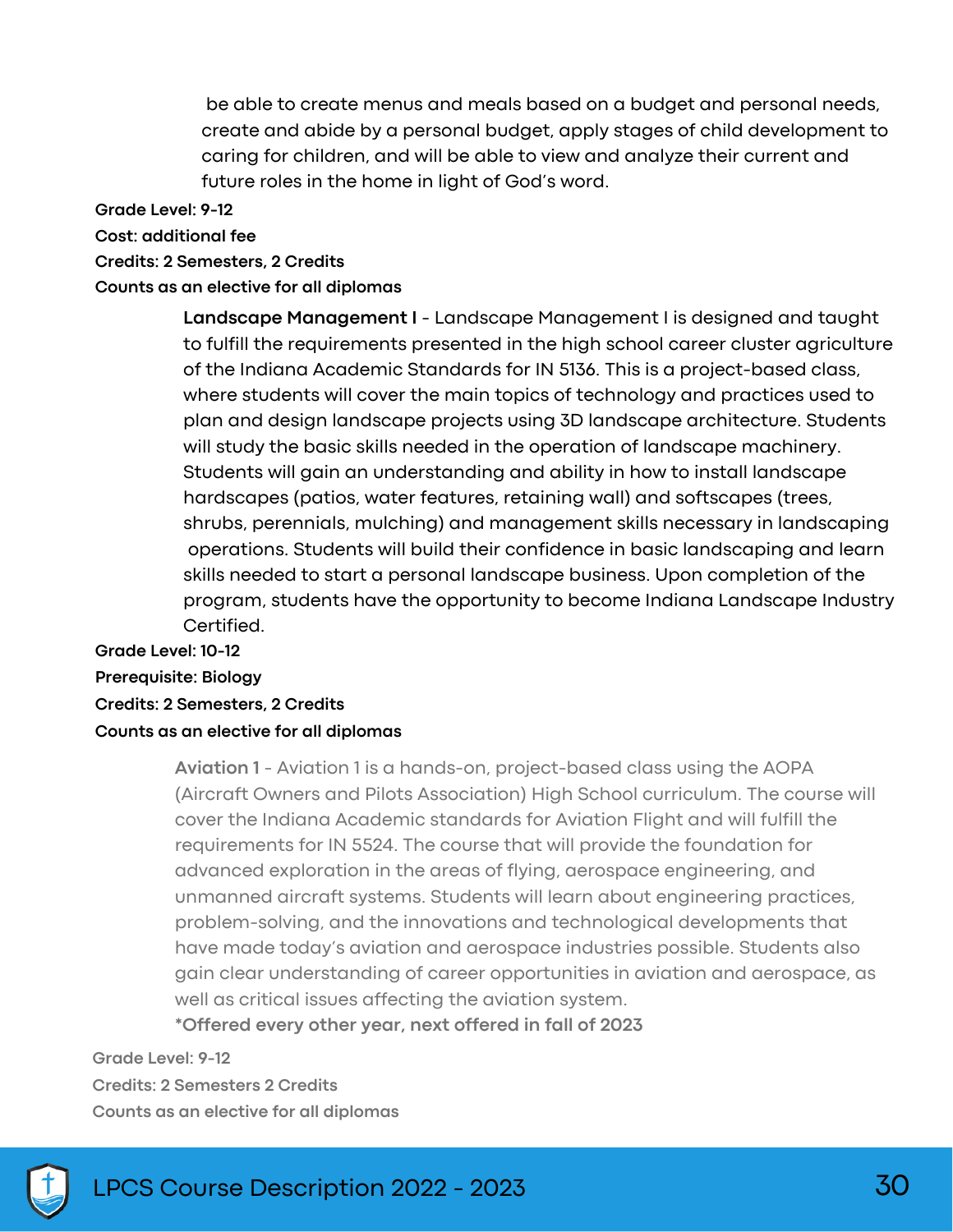be able to create menus and meals based on a budget and personal needs, create and abide by a personal budget, apply stages of child development to caring for children, and will be able to view and analyze their current and future roles in the home in light of God's word.

**Grade Level: 9-12**

**Cost: additional fee**

**Credits: 2 Semesters, 2 Credits**

**Counts as an elective for all diplomas**

**Landscape Management I** - Landscape Management I is designed and taught to fulfill the requirements presented in the high school career cluster agriculture of the Indiana Academic Standards for IN 5136. This is a project-based class, where students will cover the main topics of technology and practices used to plan and design landscape projects using 3D landscape architecture. Students will study the basic skills needed in the operation of landscape machinery. Students will gain an understanding and ability in how to install landscape hardscapes (patios, water features, retaining wall) and softscapes (trees, shrubs, perennials, mulching) and management skills necessary in landscaping operations. Students will build their confidence in basic landscaping and learn skills needed to start a personal landscape business. Upon completion of the program, students have the opportunity to become Indiana Landscape Industry Certified.

**Grade Level: 10-12**

**Prerequisite: Biology**

**Credits: 2 Semesters, 2 Credits**

**Counts as an elective for all diplomas**

**Aviation 1** - Aviation 1 is a hands-on, project-based class using the AOPA (Aircraft Owners and Pilots Association) High School curriculum. The course will cover the Indiana Academic standards for Aviation Flight and will fulfill the requirements for IN 5524. The course that will provide the foundation for advanced exploration in the areas of flying, aerospace engineering, and unmanned aircraft systems. Students will learn about engineering practices, problem-solving, and the innovations and technological developments that have made today's aviation and aerospace industries possible. Students also gain clear understanding of career opportunities in aviation and aerospace, as well as critical issues affecting the aviation system.

**\*Offered every other year, next offered in fall of 2023**

**Grade Level: 9-12**

**Credits: 2 Semesters 2 Credits**

**Counts as an elective for all diplomas**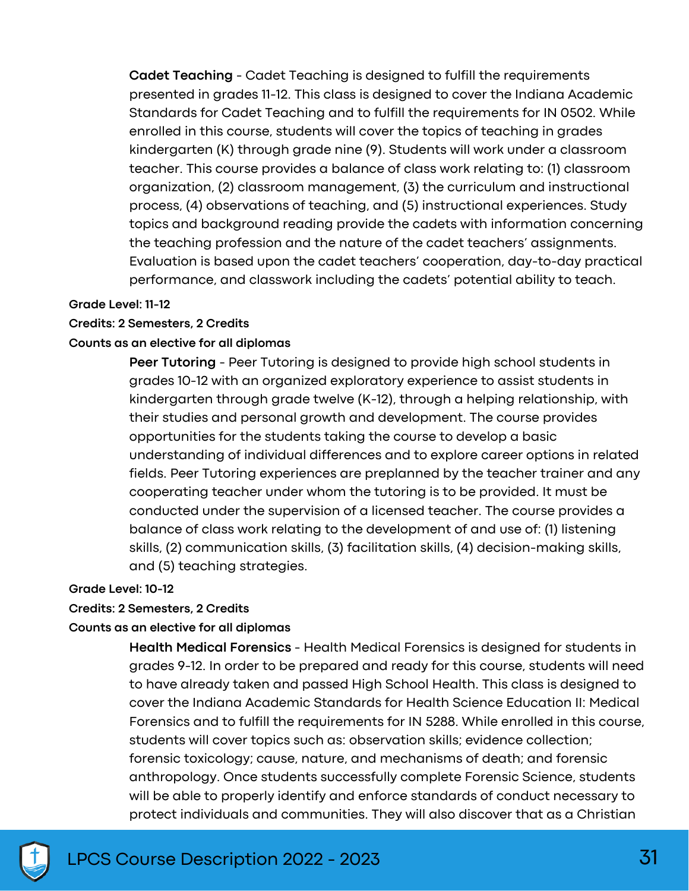**Cadet Teaching** - Cadet Teaching is designed to fulfill the requirements presented in grades 11-12. This class is designed to cover the Indiana Academic Standards for Cadet Teaching and to fulfill the requirements for IN 0502. While enrolled in this course, students will cover the topics of teaching in grades kindergarten (K) through grade nine (9). Students will work under a classroom teacher. This course provides a balance of class work relating to: (1) classroom organization, (2) classroom management, (3) the curriculum and instructional process, (4) observations of teaching, and (5) instructional experiences. Study topics and background reading provide the cadets with information concerning the teaching profession and the nature of the cadet teachers' assignments. Evaluation is based upon the cadet teachers' cooperation, day-to-day practical performance, and classwork including the cadets' potential ability to teach.

**Grade Level: 11-12**

**Credits: 2 Semesters, 2 Credits**

**Counts as an elective for all diplomas**

**Peer Tutoring** - Peer Tutoring is designed to provide high school students in grades 10-12 with an organized exploratory experience to assist students in kindergarten through grade twelve (K-12), through a helping relationship, with their studies and personal growth and development. The course provides opportunities for the students taking the course to develop a basic understanding of individual differences and to explore career options in related fields. Peer Tutoring experiences are preplanned by the teacher trainer and any cooperating teacher under whom the tutoring is to be provided. It must be conducted under the supervision of a licensed teacher. The course provides a balance of class work relating to the development of and use of: (1) listening skills, (2) communication skills, (3) facilitation skills, (4) decision-making skills, and (5) teaching strategies.

**Grade Level: 10-12**

**Credits: 2 Semesters, 2 Credits**

**Counts as an elective for all diplomas**

**Health Medical Forensics** - Health Medical Forensics is designed for students in grades 9-12. In order to be prepared and ready for this course, students will need to have already taken and passed High School Health. This class is designed to cover the Indiana Academic Standards for Health Science Education II: Medical Forensics and to fulfill the requirements for IN 5288. While enrolled in this course, students will cover topics such as: observation skills; evidence collection; forensic toxicology; cause, nature, and mechanisms of death; and forensic anthropology. Once students successfully complete Forensic Science, students will be able to properly identify and enforce standards of conduct necessary to protect individuals and communities. They will also discover that as a Christian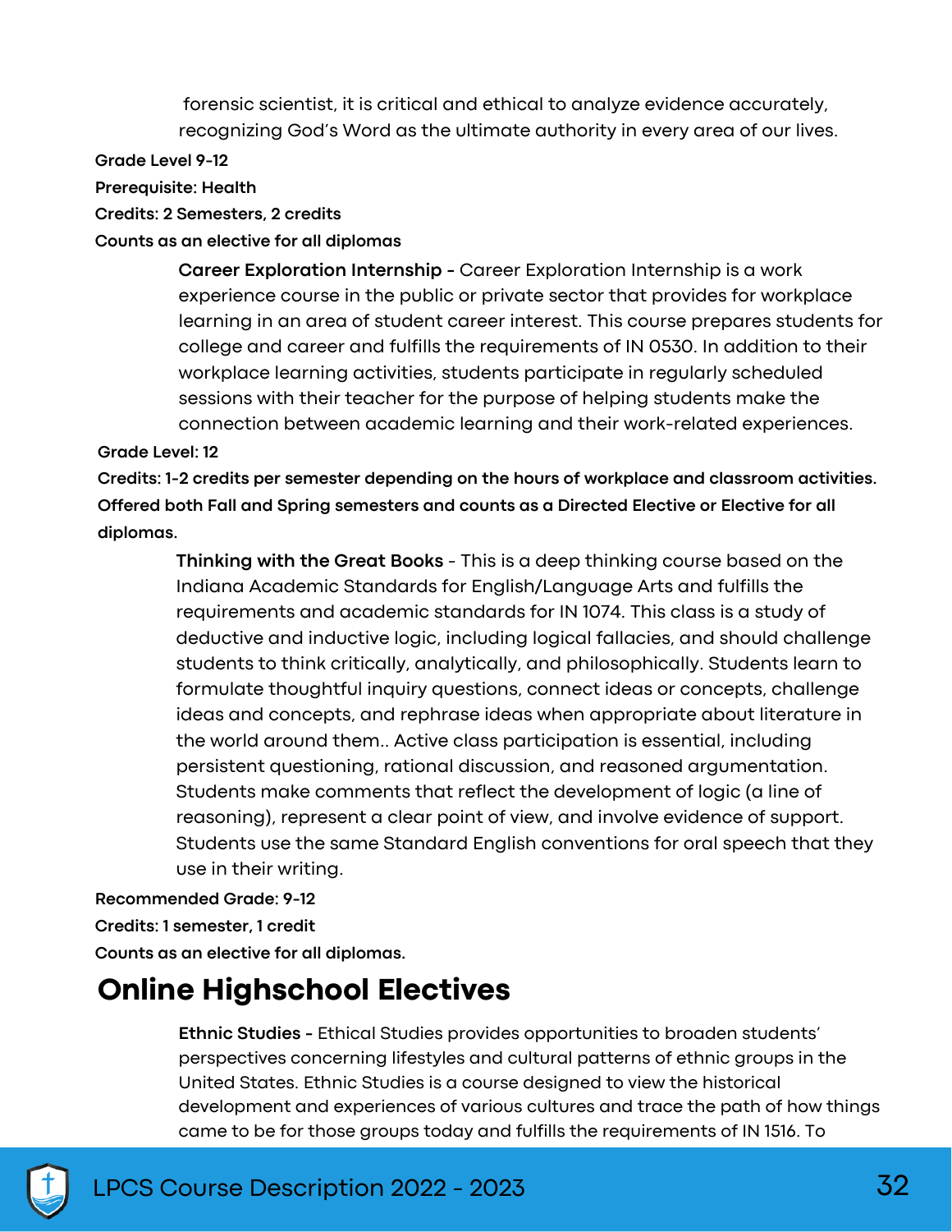forensic scientist, it is critical and ethical to analyze evidence accurately, recognizing God's Word as the ultimate authority in every area of our lives.

**Grade Level 9-12**

**Prerequisite: Health**

**Credits: 2 Semesters, 2 credits**

**Counts as an elective for all diplomas**

**Career Exploration Internship -** Career Exploration Internship is a work experience course in the public or private sector that provides for workplace learning in an area of student career interest. This course prepares students for college and career and fulfills the requirements of IN 0530. In addition to their workplace learning activities, students participate in regularly scheduled sessions with their teacher for the purpose of helping students make the connection between academic learning and their work-related experiences.

**Grade Level: 12**

**Credits: 1-2 credits per semester depending on the hours of workplace and classroom activities. Offered both Fall and Spring semesters and counts as a Directed Elective or Elective for all diplomas.**

**Thinking with the Great Books** - This is a deep thinking course based on the Indiana Academic Standards for English/Language Arts and fulfills the requirements and academic standards for IN 1074. This class is a study of deductive and inductive logic, including logical fallacies, and should challenge students to think critically, analytically, and philosophically. Students learn to formulate thoughtful inquiry questions, connect ideas or concepts, challenge ideas and concepts, and rephrase ideas when appropriate about literature in the world around them.. Active class participation is essential, including persistent questioning, rational discussion, and reasoned argumentation. Students make comments that reflect the development of logic (a line of reasoning), represent a clear point of view, and involve evidence of support. Students use the same Standard English conventions for oral speech that they use in their writing.

**Recommended Grade: 9-12**

**Credits: 1 semester, 1 credit**

**Counts as an elective for all diplomas.**

## Online Highschool Electives

**Ethnic Studies -** Ethical Studies provides opportunities to broaden students' perspectives concerning lifestyles and cultural patterns of ethnic groups in the United States. Ethnic Studies is a course designed to view the historical development and experiences of various cultures and trace the path of how things came to be for those groups today and fulfills the requirements of IN 1516. To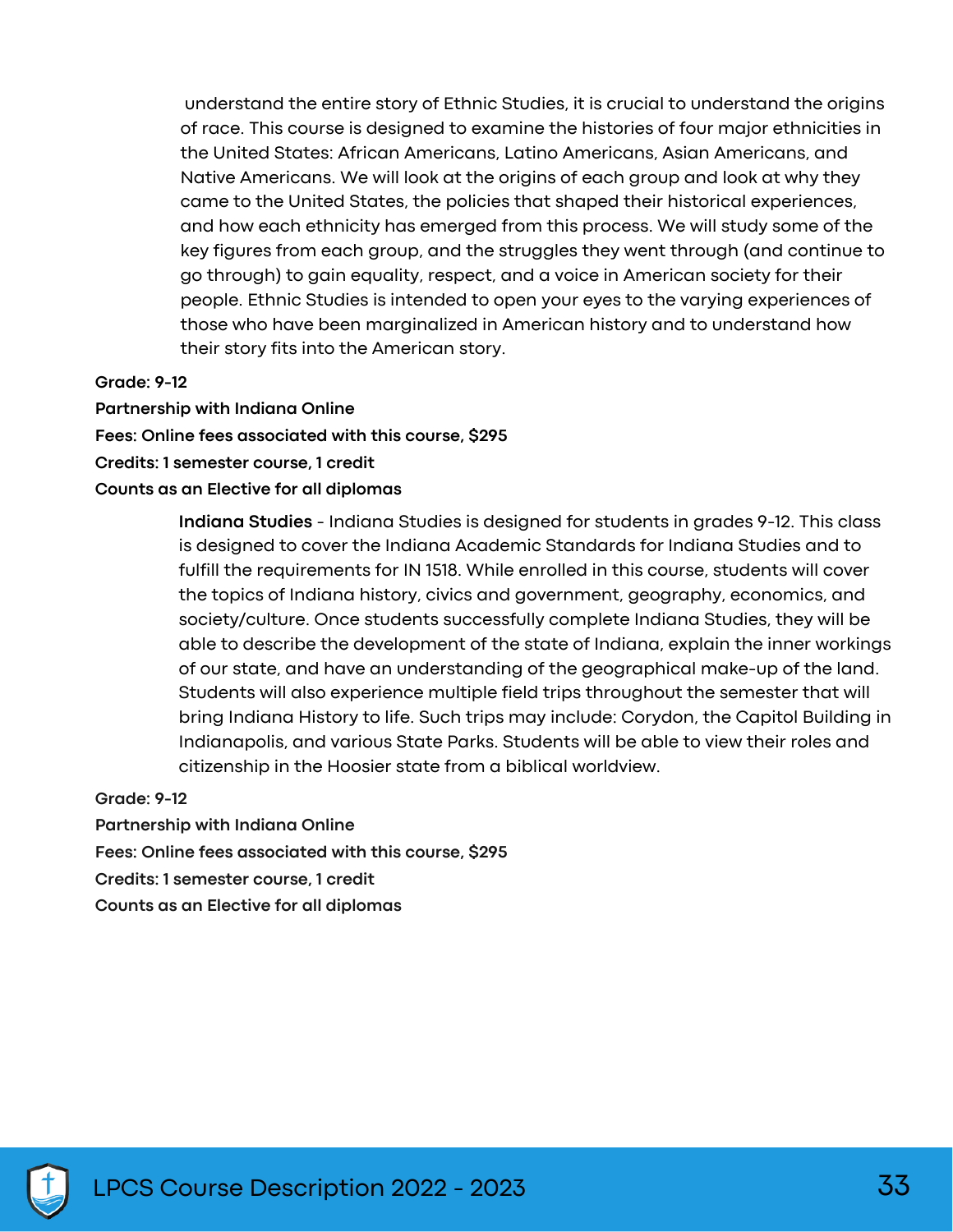understand the entire story of Ethnic Studies, it is crucial to understand the origins of race. This course is designed to examine the histories of four major ethnicities in the United States: African Americans, Latino Americans, Asian Americans, and Native Americans. We will look at the origins of each group and look at why they came to the United States, the policies that shaped their historical experiences, and how each ethnicity has emerged from this process. We will study some of the key figures from each group, and the struggles they went through (and continue to go through) to gain equality, respect, and a voice in American society for their people. Ethnic Studies is intended to open your eyes to the varying experiences of those who have been marginalized in American history and to understand how their story fits into the American story.

**Grade: 9-12**
**Partnership with Indiana Online**
**Fees: Online fees associated with this course, $295**
**Credits: 1 semester course, 1 credit**
**Counts as an Elective for all diplomas**

**Indiana Studies** - Indiana Studies is designed for students in grades 9-12. This class is designed to cover the Indiana Academic Standards for Indiana Studies and to fulfill the requirements for IN 1518. While enrolled in this course, students will cover the topics of Indiana history, civics and government, geography, economics, and society/culture. Once students successfully complete Indiana Studies, they will be able to describe the development of the state of Indiana, explain the inner workings of our state, and have an understanding of the geographical make-up of the land. Students will also experience multiple field trips throughout the semester that will bring Indiana History to life. Such trips may include: Corydon, the Capitol Building in Indianapolis, and various State Parks. Students will be able to view their roles and citizenship in the Hoosier state from a biblical worldview.

**Grade: 9-12**
**Partnership with Indiana Online**
**Fees: Online fees associated with this course, $295**
**Credits: 1 semester course, 1 credit**
**Counts as an Elective for all diplomas**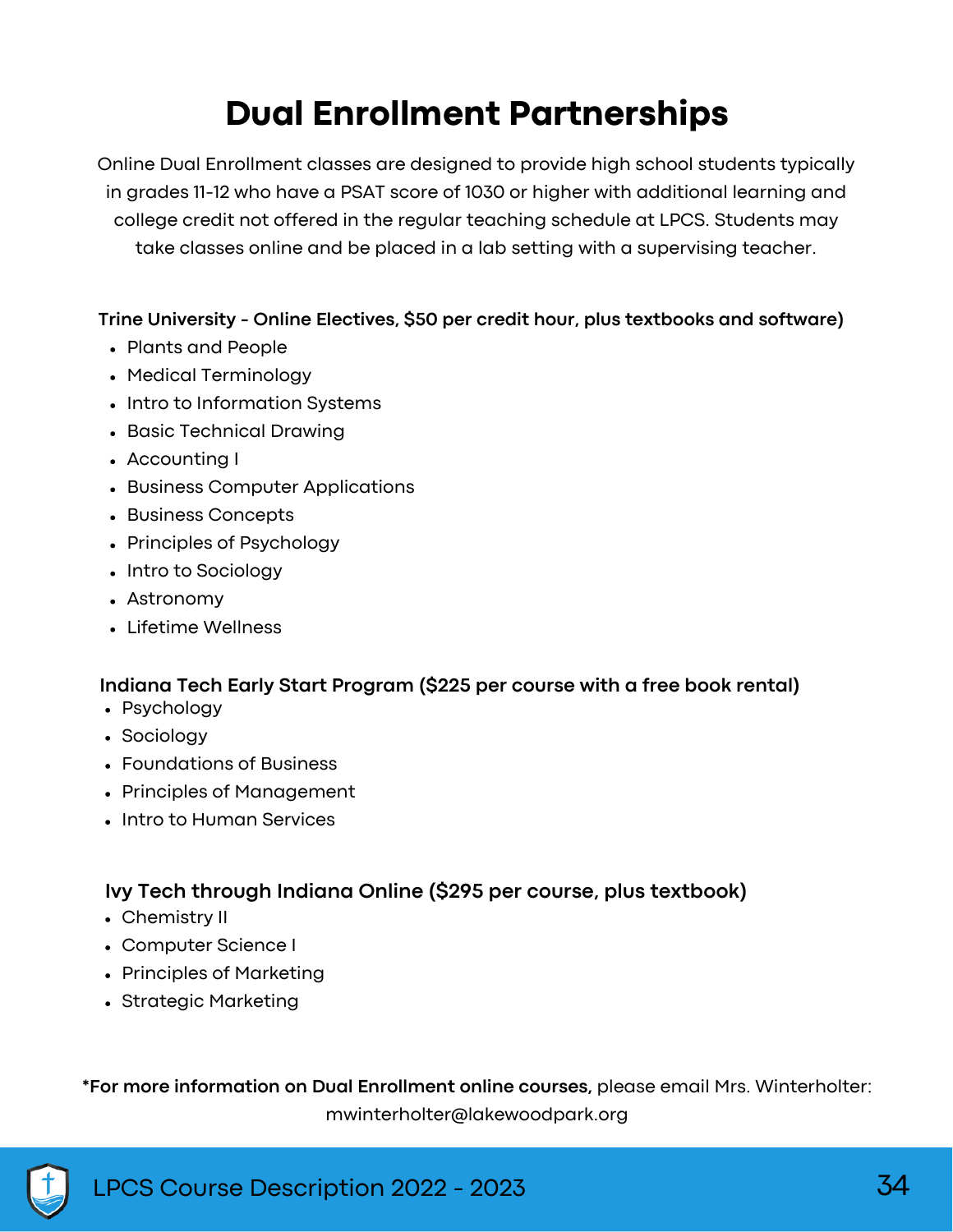# Dual Enrollment Partnerships

Online Dual Enrollment classes are designed to provide high school students typically in grades 11-12 who have a PSAT score of 1030 or higher with additional learning and college credit not offered in the regular teaching schedule at LPCS. Students may take classes online and be placed in a lab setting with a supervising teacher.

**Trine University - Online Electives, $50 per credit hour, plus textbooks and software)**

- Plants and People
- Medical Terminology
- Intro to Information Systems
- Basic Technical Drawing
- Accounting I
- Business Computer Applications
- Business Concepts
- Principles of Psychology
- Intro to Sociology
- Astronomy
- Lifetime Wellness

**Indiana Tech Early Start Program ($225 per course with a free book rental)**

- Psychology
- Sociology
- Foundations of Business
- Principles of Management
- Intro to Human Services

**Ivy Tech through Indiana Online ($295 per course, plus textbook)**

- Chemistry II
- Computer Science I
- Principles of Marketing
- Strategic Marketing

**\*For more information on Dual Enrollment online courses,** please email Mrs. Winterholter: mwinterholter@lakewoodpark.org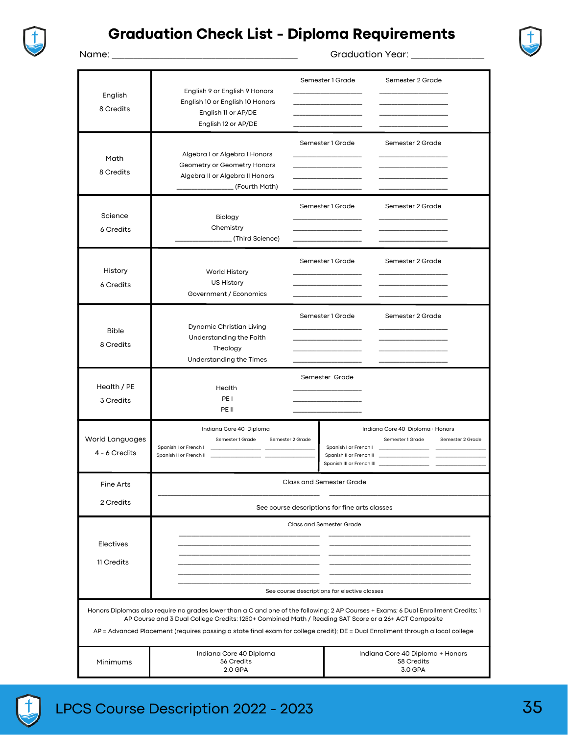# Graduation Check List - Diploma Requirements

Name: ________________________________ Graduation Year: ______________

| Subject | Course | Semester 1 Grade | Semester 2 Grade |
|---|---|---|---|
| English<br>8 Credits | English 9 or English 9 Honors | ________ | ________ |
| | English 10 or English 10 Honors | ________ | ________ |
| | English 11 or AP/DE | ________ | ________ |
| | English 12 or AP/DE | ________ | ________ |
| Math<br>8 Credits | Algebra I or Algebra I Honors | ________ | ________ |
| | Geometry or Geometry Honors | ________ | ________ |
| | Algebra II or Algebra II Honors | ________ | ________ |
| | ____________ (Fourth Math) | ________ | ________ |
| Science<br>6 Credits | Biology | ________ | ________ |
| | Chemistry | ________ | ________ |
| | ____________ (Third Science) | ________ | ________ |
| History<br>6 Credits | World History | ________ | ________ |
| | US History | ________ | ________ |
| | Government / Economics | ________ | ________ |
| Bible<br>8 Credits | Dynamic Christian Living | ________ | ________ |
| | Understanding the Faith | ________ | ________ |
| | Theology | ________ | ________ |
| | Understanding the Times | ________ | ________ |

| Subject | Course | Semester Grade |
|---|---|---|
| Health / PE<br>3 Credits | Health | ________ |
| | PE I | ________ |
| | PE II | ________ |

**World Languages — 4 - 6 Credits**

| Indiana Core 40 Diploma | Semester 1 Grade | Semester 2 Grade |
|---|---|---|
| Spanish I or French I | ________ | ________ |
| Spanish II or French II | ________ | ________ |

| Indiana Core 40 Diploma+ Honors | Semester 1 Grade | Semester 2 Grade |
|---|---|---|
| Spanish I or French I | ________ | ________ |
| Spanish II or French II | ________ | ________ |
| Spanish III or French III | ________ | ________ |

**Fine Arts — 2 Credits**

Class and Semester Grade

____________________________________________

See course descriptions for fine arts classes

**Electives — 11 Credits**

Class and Semester Grade

____________________ ____________________
____________________ ____________________
____________________ ____________________
____________________ ____________________
____________________ ____________________

See course descriptions for elective classes

Honors Diplomas also require no grades lower than a C and one of the following: 2 AP Courses + Exams; 6 Dual Enrollment Credits; 1 AP Course and 3 Dual College Credits: 1250+ Combined Math / Reading SAT Score or a 26+ ACT Composite

AP = Advanced Placement (requires passing a state final exam for college credit); DE = Dual Enrollment through a local college

| Minimums | Indiana Core 40 Diploma | Indiana Core 40 Diploma + Honors |
|---|---|---|
| | 56 Credits<br>2.0 GPA | 58 Credits<br>3.0 GPA |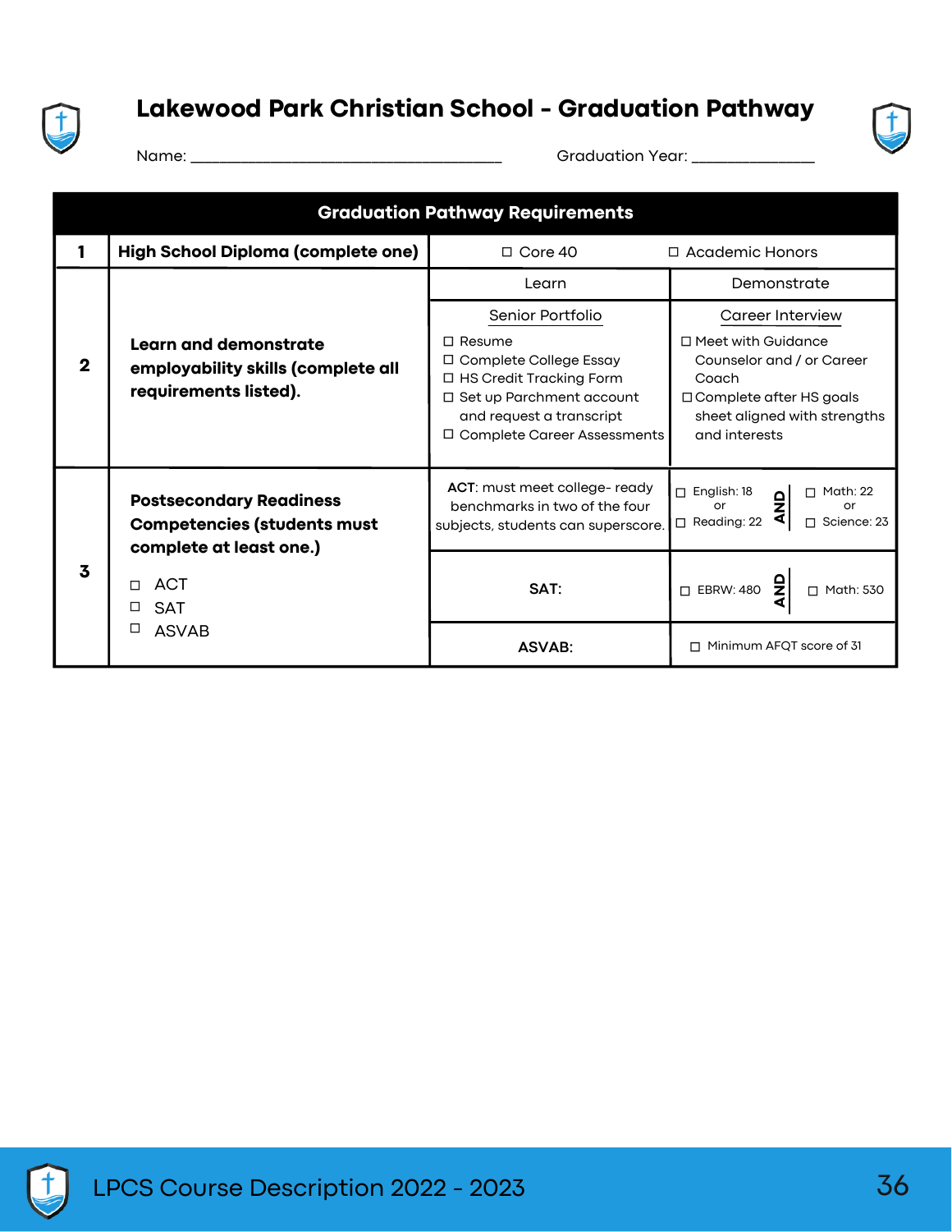# Lakewood Park Christian School - Graduation Pathway

Name: ______________________________ Graduation Year: ____________

| Graduation Pathway Requirements | | | |
|---|---|---|---|
| 1 | **High School Diploma (complete one)** | ☐ Core 40 | ☐ Academic Honors |
| 2 | **Learn and demonstrate employability skills (complete all requirements listed).** | Learn | Demonstrate |
| | | Senior Portfolio<br>☐ Resume<br>☐ Complete College Essay<br>☐ HS Credit Tracking Form<br>☐ Set up Parchment account and request a transcript<br>☐ Complete Career Assessments | Career Interview<br>☐ Meet with Guidance Counselor and / or Career Coach<br>☐ Complete after HS goals sheet aligned with strengths and interests |
| 3 | **Postsecondary Readiness Competencies (students must complete at least one.)**<br>☐ ACT<br>☐ SAT<br>☐ ASVAB | **ACT**: must meet college- ready benchmarks in two of the four subjects, students can superscore. | ☐ English: 18 or ☐ Reading: 22 **AND** ☐ Math: 22 or ☐ Science: 23 |
| | | **SAT:** | ☐ EBRW: 480 **AND** ☐ Math: 530 |
| | | **ASVAB:** | ☐ Minimum AFQT score of 31 |